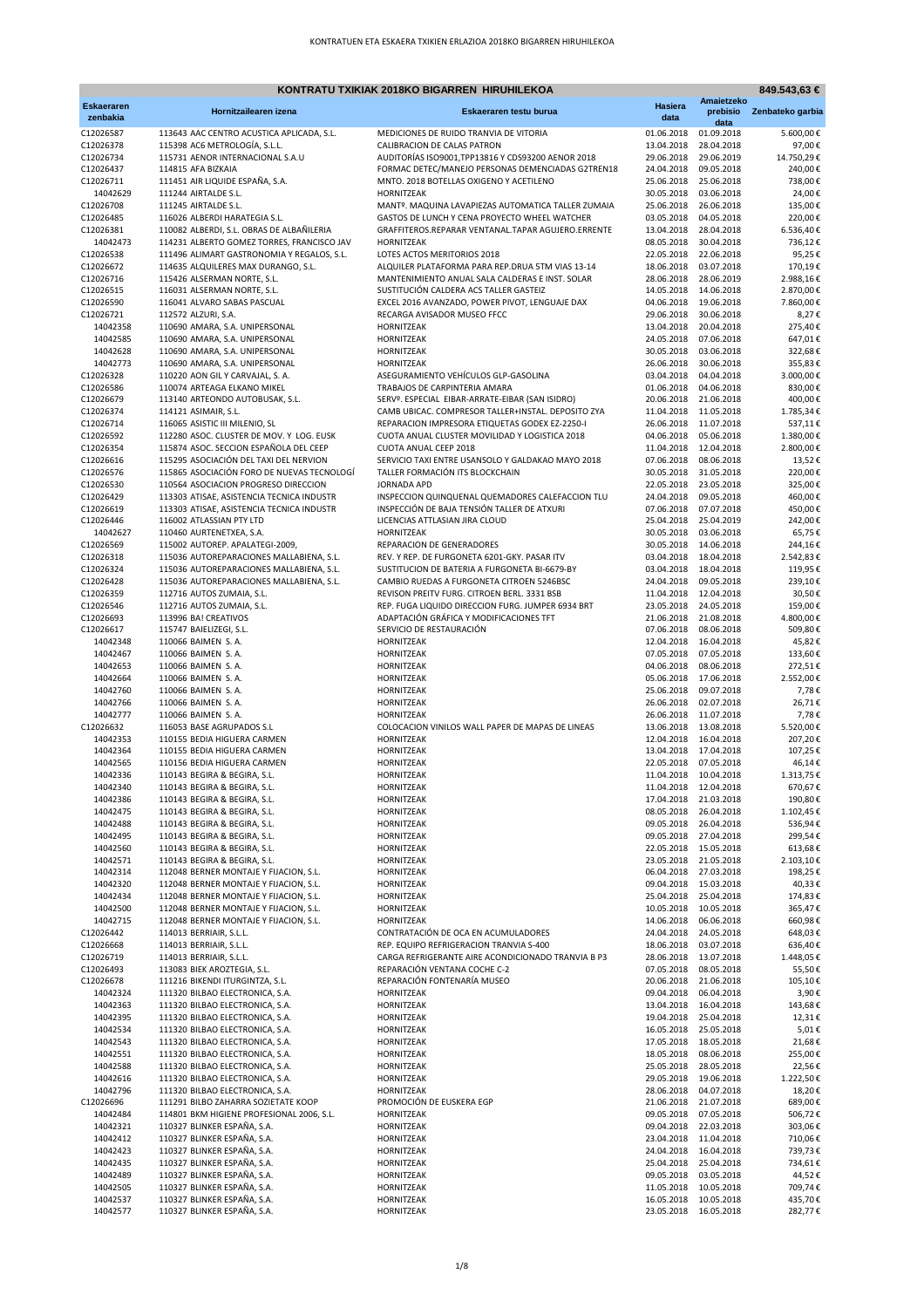# KONTRATUEN ETA ESKAERA TXIKIEN ERLAZIOA 2018KO BIGARREN HIRUHILEKOA

| KONTRATU TXIKIAK 2018KO BIGARREN HIRUHILEKOA | | | | | 849.543,63 € |
|---|---|---|---|---|---|
| **Eskaeraren zenbakia** | **Hornitzailearen izena** | **Eskaeraren testu burua** | **Hasiera data** | **Amaietzeko prebisio data** | **Zenbateko garbia** |
| C12026587 | 113643 AAC CENTRO ACUSTICA APLICADA, S.L. | MEDICIONES DE RUIDO TRANVIA DE VITORIA | 01.06.2018 | 01.09.2018 | 5.600,00 € |
| C12026378 | 115398 AC6 METROLOGÍA, S.L.L. | CALIBRACION DE CALAS PATRON | 13.04.2018 | 28.04.2018 | 97,00 € |
| C12026734 | 115731 AENOR INTERNACIONAL S.A.U | AUDITORÍAS ISO9001,TPP13816 Y CDS93200 AENOR 2018 | 29.06.2018 | 29.06.2019 | 14.750,29 € |
| C12026437 | 114815 AFA BIZKAIA | FORMAC DETEC/MANEJO PERSONAS DEMENCIADAS G2TREN18 | 24.04.2018 | 09.05.2018 | 240,00 € |
| C12026711 | 111451 AIR LIQUIDE ESPAÑA, S.A. | MNTO. 2018 BOTELLAS OXIGENO Y ACETILENO | 25.06.2018 | 25.06.2018 | 738,00 € |
| 14042629 | 111244 AIRTALDE S.L. | HORNITZEAK | 30.05.2018 | 03.06.2018 | 24,00 € |
| C12026708 | 111245 AIRTALDE S.L. | MANTº. MAQUINA LAVAPIEZAS AUTOMATICA TALLER ZUMAIA | 25.06.2018 | 26.06.2018 | 135,00 € |
| C12026485 | 116026 ALBERDI HARATEGIA S.L. | GASTOS DE LUNCH Y CENA PROYECTO WHEEL WATCHER | 03.05.2018 | 04.05.2018 | 220,00 € |
| C12026381 | 110082 ALBERDI, S.L. OBRAS DE ALBAÑILERIA | GRAFFITEROS.REPARAR VENTANAL.TAPAR AGUJERO.ERRENTE | 13.04.2018 | 28.04.2018 | 6.536,40 € |
| 14042473 | 114231 ALBERTO GOMEZ TORRES, FRANCISCO JAV | HORNITZEAK | 08.05.2018 | 30.04.2018 | 736,12 € |
| C12026538 | 111496 ALIMART GASTRONOMIA Y REGALOS, S.L. | LOTES ACTOS MERITORIOS 2018 | 22.05.2018 | 22.06.2018 | 95,25 € |
| C12026672 | 114635 ALQUILERES MAX DURANGO, S.L. | ALQUILER PLATAFORMA PARA REP.DRUA 5TM VIAS 13-14 | 18.06.2018 | 03.07.2018 | 170,19 € |
| C12026716 | 115426 ALSERMAN NORTE, S.L. | MANTENIMIENTO ANUAL SALA CALDERAS E INST. SOLAR | 28.06.2018 | 28.06.2019 | 2.988,16 € |
| C12026515 | 116031 ALSERMAN NORTE, S.L. | SUSTITUCIÓN CALDERA ACS TALLER GASTEIZ | 14.05.2018 | 14.06.2018 | 2.870,00 € |
| C12026590 | 116041 ALVARO SABAS PASCUAL | EXCEL 2016 AVANZADO, POWER PIVOT, LENGUAJE DAX | 04.06.2018 | 19.06.2018 | 7.860,00 € |
| C12026721 | 112572 ALZURI, S.A. | RECARGA AVISADOR MUSEO FFCC | 29.06.2018 | 30.06.2018 | 8,27 € |
| 14042358 | 110690 AMARA, S.A. UNIPERSONAL | HORNITZEAK | 13.04.2018 | 20.04.2018 | 275,40 € |
| 14042585 | 110690 AMARA, S.A. UNIPERSONAL | HORNITZEAK | 24.05.2018 | 07.06.2018 | 647,01 € |
| 14042628 | 110690 AMARA, S.A. UNIPERSONAL | HORNITZEAK | 30.05.2018 | 03.06.2018 | 322,68 € |
| 14042773 | 110690 AMARA, S.A. UNIPERSONAL | HORNITZEAK | 26.06.2018 | 30.06.2018 | 355,83 € |
| C12026328 | 110220 AON GIL Y CARVAJAL, S. A. | ASEGURAMIENTO VEHÍCULOS GLP-GASOLINA | 03.04.2018 | 04.04.2018 | 3.000,00 € |
| C12026586 | 110074 ARTEAGA ELKANO MIKEL | TRABAJOS DE CARPINTERIA AMARA | 01.06.2018 | 04.06.2018 | 830,00 € |
| C12026679 | 113140 ARTEONDO AUTOBUSAK, S.L. | SERVº. ESPECIAL EIBAR-ARRATE-EIBAR (SAN ISIDRO) | 20.06.2018 | 21.06.2018 | 400,00 € |
| C12026374 | 114121 ASIMAIR, S.L. | CAMB UBICAC. COMPRESOR TALLER+INSTAL. DEPOSITO ZYA | 11.04.2018 | 11.05.2018 | 1.785,34 € |
| C12026714 | 116065 ASISTIC III MILENIO, SL | REPARACION IMPRESORA ETIQUETAS GODEX EZ-2250-I | 26.06.2018 | 11.07.2018 | 537,11 € |
| C12026592 | 112280 ASOC. CLUSTER DE MOV. Y LOG. EUSK | CUOTA ANUAL CLUSTER MOVILIDAD Y LOGISTICA 2018 | 04.06.2018 | 05.06.2018 | 1.380,00 € |
| C12026354 | 115874 ASOC. SECCION ESPAÑOLA DEL CEEP | CUOTA ANUAL CEEP 2018 | 11.04.2018 | 12.04.2018 | 2.800,00 € |
| C12026616 | 115295 ASOCIACIÓN DEL TAXI DEL NERVION | SERVICIO TAXI ENTRE USANSOLO Y GALDAKAO MAYO 2018 | 07.06.2018 | 08.06.2018 | 13,52 € |
| C12026576 | 115865 ASOCIACIÓN FORO DE NUEVAS TECNOLOGÍ | TALLER FORMACIÓN ITS BLOCKCHAIN | 30.05.2018 | 31.05.2018 | 220,00 € |
| C12026530 | 110564 ASOCIACION PROGRESO DIRECCION | JORNADA APD | 22.05.2018 | 23.05.2018 | 325,00 € |
| C12026429 | 113303 ATISAE, ASISTENCIA TECNICA INDUSTR | INSPECCION QUINQUENAL QUEMADORES CALEFACCION TLU | 24.04.2018 | 09.05.2018 | 460,00 € |
| C12026619 | 113303 ATISAE, ASISTENCIA TECNICA INDUSTR | INSPECCIÓN DE BAJA TENSIÓN TALLER DE ATXURI | 07.06.2018 | 07.07.2018 | 450,00 € |
| C12026446 | 116002 ATLASSIAN PTY LTD | LICENCIAS ATTLASIAN JIRA CLOUD | 25.04.2018 | 25.04.2019 | 242,00 € |
| 14042627 | 110460 AURTENETXEA, S.A. | HORNITZEAK | 30.05.2018 | 03.06.2018 | 65,75 € |
| C12026569 | 115002 AUTOREP. APALATEGI-2009, | REPARACION DE GENERADORES | 30.05.2018 | 14.06.2018 | 244,16 € |
| C12026318 | 115036 AUTOREPARACIONES MALLABIENA, S.L. | REV. Y REP. DE FURGONETA 6201-GKY. PASAR ITV | 03.04.2018 | 18.04.2018 | 2.542,83 € |
| C12026324 | 115036 AUTOREPARACIONES MALLABIENA, S.L. | SUSTITUCION DE BATERIA A FURGONETA BI-6679-BY | 03.04.2018 | 18.04.2018 | 119,95 € |
| C12026428 | 115036 AUTOREPARACIONES MALLABIENA, S.L. | CAMBIO RUEDAS A FURGONETA CITROEN 5246BSC | 24.04.2018 | 09.05.2018 | 239,10 € |
| C12026359 | 112716 AUTOS ZUMAIA, S.L. | REVISON PREITV FURG. CITROEN BERL. 3331 BSB | 11.04.2018 | 12.04.2018 | 30,50 € |
| C12026546 | 112716 AUTOS ZUMAIA, S.L. | REP. FUGA LIQUIDO DIRECCION FURG. JUMPER 6934 BRT | 23.05.2018 | 24.05.2018 | 159,00 € |
| C12026693 | 113996 BA! CREATIVOS | ADAPTACIÓN GRÁFICA Y MODIFICACIONES TFT | 21.06.2018 | 21.08.2018 | 4.800,00 € |
| C12026617 | 115747 BAIELIZEGI, S.L. | SERVICIO DE RESTAURACIÓN | 07.06.2018 | 08.06.2018 | 509,80 € |
| 14042348 | 110066 BAIMEN S. A. | HORNITZEAK | 12.04.2018 | 16.04.2018 | 45,82 € |
| 14042467 | 110066 BAIMEN S. A. | HORNITZEAK | 07.05.2018 | 07.05.2018 | 133,60 € |
| 14042653 | 110066 BAIMEN S. A. | HORNITZEAK | 04.06.2018 | 08.06.2018 | 272,51 € |
| 14042664 | 110066 BAIMEN S. A. | HORNITZEAK | 05.06.2018 | 17.06.2018 | 2.552,00 € |
| 14042760 | 110066 BAIMEN S. A. | HORNITZEAK | 25.06.2018 | 09.07.2018 | 7,78 € |
| 14042766 | 110066 BAIMEN S. A. | HORNITZEAK | 26.06.2018 | 02.07.2018 | 26,71 € |
| 14042777 | 110066 BAIMEN S. A. | HORNITZEAK | 26.06.2018 | 11.07.2018 | 7,78 € |
| C12026632 | 116053 BASE AGRUPADOS S.L | COLOCACION VINILOS WALL PAPER DE MAPAS DE LINEAS | 13.06.2018 | 13.08.2018 | 5.520,00 € |
| 14042353 | 110155 BEDIA HIGUERA CARMEN | HORNITZEAK | 12.04.2018 | 16.04.2018 | 207,20 € |
| 14042364 | 110155 BEDIA HIGUERA CARMEN | HORNITZEAK | 13.04.2018 | 17.04.2018 | 107,25 € |
| 14042565 | 110156 BEDIA HIGUERA CARMEN | HORNITZEAK | 22.05.2018 | 07.05.2018 | 46,14 € |
| 14042336 | 110143 BEGIRA & BEGIRA, S.L. | HORNITZEAK | 11.04.2018 | 10.04.2018 | 1.313,75 € |
| 14042340 | 110143 BEGIRA & BEGIRA, S.L. | HORNITZEAK | 11.04.2018 | 12.04.2018 | 670,67 € |
| 14042386 | 110143 BEGIRA & BEGIRA, S.L. | HORNITZEAK | 17.04.2018 | 21.03.2018 | 190,80 € |
| 14042475 | 110143 BEGIRA & BEGIRA, S.L. | HORNITZEAK | 08.05.2018 | 26.04.2018 | 1.102,45 € |
| 14042488 | 110143 BEGIRA & BEGIRA, S.L. | HORNITZEAK | 09.05.2018 | 26.04.2018 | 536,94 € |
| 14042495 | 110143 BEGIRA & BEGIRA, S.L. | HORNITZEAK | 09.05.2018 | 27.04.2018 | 299,54 € |
| 14042560 | 110143 BEGIRA & BEGIRA, S.L. | HORNITZEAK | 22.05.2018 | 15.05.2018 | 613,68 € |
| 14042571 | 110143 BEGIRA & BEGIRA, S.L. | HORNITZEAK | 23.05.2018 | 21.05.2018 | 2.103,10 € |
| 14042314 | 112048 BERNER MONTAJE Y FIJACION, S.L. | HORNITZEAK | 06.04.2018 | 27.03.2018 | 198,25 € |
| 14042320 | 112048 BERNER MONTAJE Y FIJACION, S.L. | HORNITZEAK | 09.04.2018 | 15.03.2018 | 40,33 € |
| 14042434 | 112048 BERNER MONTAJE Y FIJACION, S.L. | HORNITZEAK | 25.04.2018 | 25.04.2018 | 174,83 € |
| 14042500 | 112048 BERNER MONTAJE Y FIJACION, S.L. | HORNITZEAK | 10.05.2018 | 10.05.2018 | 365,47 € |
| 14042715 | 112048 BERNER MONTAJE Y FIJACION, S.L. | HORNITZEAK | 14.06.2018 | 06.06.2018 | 660,98 € |
| C12026442 | 114013 BERRIAIR, S.L.L. | CONTRATACIÓN DE OCA EN ACUMULADORES | 24.04.2018 | 24.05.2018 | 648,03 € |
| C12026668 | 114013 BERRIAIR, S.L.L. | REP. EQUIPO REFRIGERACION TRANVIA S-400 | 18.06.2018 | 03.07.2018 | 636,40 € |
| C12026719 | 114013 BERRIAIR, S.L.L. | CARGA REFRIGERANTE AIRE ACONDICIONADO TRANVIA B P3 | 28.06.2018 | 13.07.2018 | 1.448,05 € |
| C12026493 | 113083 BIEK AROZTEGIA, S.L. | REPARACIÓN VENTANA COCHE C-2 | 07.05.2018 | 08.05.2018 | 55,50 € |
| C12026678 | 111216 BIKENDI ITURGINTZA, S.L. | REPARACIÓN FONTENARÍA MUSEO | 20.06.2018 | 21.06.2018 | 105,10 € |
| 14042324 | 111320 BILBAO ELECTRONICA, S.A. | HORNITZEAK | 09.04.2018 | 06.04.2018 | 3,90 € |
| 14042363 | 111320 BILBAO ELECTRONICA, S.A. | HORNITZEAK | 13.04.2018 | 16.04.2018 | 143,68 € |
| 14042395 | 111320 BILBAO ELECTRONICA, S.A. | HORNITZEAK | 19.04.2018 | 25.04.2018 | 12,31 € |
| 14042534 | 111320 BILBAO ELECTRONICA, S.A. | HORNITZEAK | 16.05.2018 | 25.05.2018 | 5,01 € |
| 14042543 | 111320 BILBAO ELECTRONICA, S.A. | HORNITZEAK | 17.05.2018 | 18.05.2018 | 21,68 € |
| 14042551 | 111320 BILBAO ELECTRONICA, S.A. | HORNITZEAK | 18.05.2018 | 08.06.2018 | 255,00 € |
| 14042588 | 111320 BILBAO ELECTRONICA, S.A. | HORNITZEAK | 25.05.2018 | 28.05.2018 | 22,56 € |
| 14042616 | 111320 BILBAO ELECTRONICA, S.A. | HORNITZEAK | 29.05.2018 | 19.06.2018 | 1.222,50 € |
| 14042796 | 111320 BILBAO ELECTRONICA, S.A. | HORNITZEAK | 28.06.2018 | 04.07.2018 | 18,20 € |
| C12026696 | 111291 BILBO ZAHARRA SOZIETATE KOOP | PROMOCIÓN DE EUSKERA EGP | 21.06.2018 | 21.07.2018 | 689,00 € |
| 14042484 | 114801 BKM HIGIENE PROFESIONAL 2006, S.L. | HORNITZEAK | 09.05.2018 | 07.05.2018 | 506,72 € |
| 14042321 | 110327 BLINKER ESPAÑA, S.A. | HORNITZEAK | 09.04.2018 | 22.03.2018 | 303,06 € |
| 14042412 | 110327 BLINKER ESPAÑA, S.A. | HORNITZEAK | 23.04.2018 | 11.04.2018 | 710,06 € |
| 14042423 | 110327 BLINKER ESPAÑA, S.A. | HORNITZEAK | 24.04.2018 | 16.04.2018 | 739,73 € |
| 14042435 | 110327 BLINKER ESPAÑA, S.A. | HORNITZEAK | 25.04.2018 | 25.04.2018 | 734,61 € |
| 14042489 | 110327 BLINKER ESPAÑA, S.A. | HORNITZEAK | 09.05.2018 | 03.05.2018 | 44,52 € |
| 14042505 | 110327 BLINKER ESPAÑA, S.A. | HORNITZEAK | 11.05.2018 | 10.05.2018 | 709,74 € |
| 14042537 | 110327 BLINKER ESPAÑA, S.A. | HORNITZEAK | 16.05.2018 | 10.05.2018 | 435,70 € |
| 14042577 | 110327 BLINKER ESPAÑA, S.A. | HORNITZEAK | 23.05.2018 | 16.05.2018 | 282,77 € |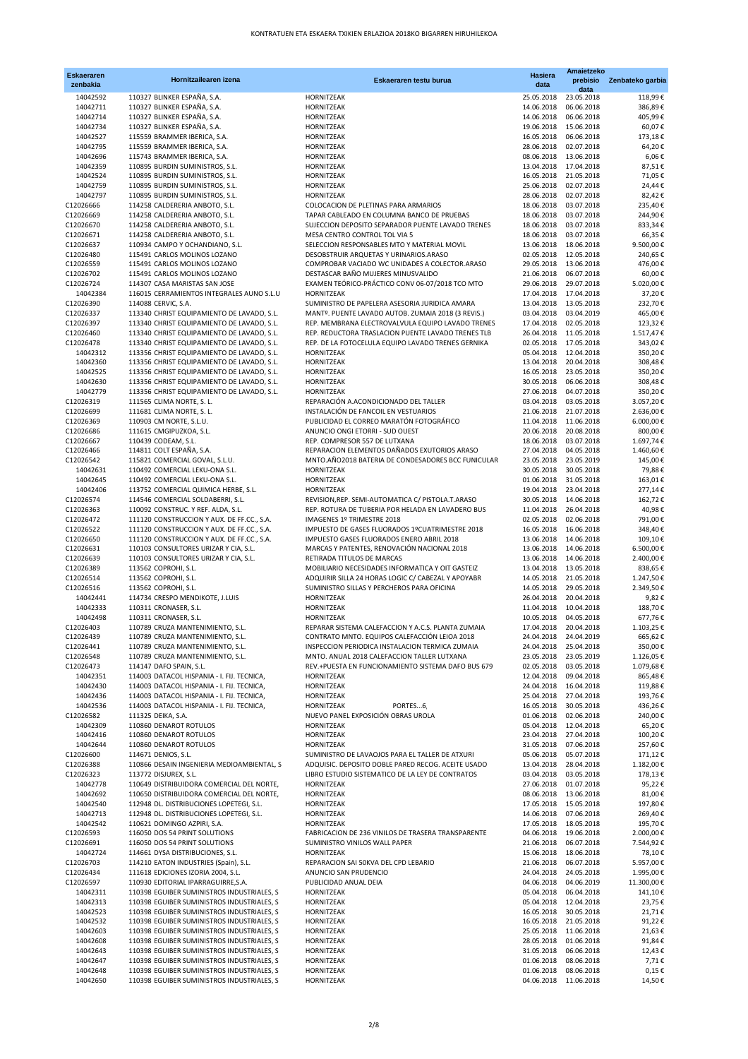KONTRATUEN ETA ESKAERA TXIKIEN ERLAZIOA 2018KO BIGARREN HIRUHILEKOA

| Eskaeraren zenbakia | Hornitzailearen izena | Eskaeraren testu burua | Hasiera data | Amaietzeko prebisio data | Zenbateko garbia |
|---|---|---|---|---|---|
| 14042592 | 110327 BLINKER ESPAÑA, S.A. | HORNITZEAK | 25.05.2018 | 23.05.2018 | 118,99 € |
| 14042711 | 110327 BLINKER ESPAÑA, S.A. | HORNITZEAK | 14.06.2018 | 06.06.2018 | 386,89 € |
| 14042714 | 110327 BLINKER ESPAÑA, S.A. | HORNITZEAK | 14.06.2018 | 06.06.2018 | 405,99 € |
| 14042734 | 110327 BLINKER ESPAÑA, S.A. | HORNITZEAK | 19.06.2018 | 15.06.2018 | 60,07 € |
| 14042527 | 115559 BRAMMER IBERICA, S.A. | HORNITZEAK | 16.05.2018 | 06.06.2018 | 173,18 € |
| 14042795 | 115559 BRAMMER IBERICA, S.A. | HORNITZEAK | 28.06.2018 | 02.07.2018 | 64,20 € |
| 14042696 | 115743 BRAMMER IBERICA, S.A. | HORNITZEAK | 08.06.2018 | 13.06.2018 | 6,06 € |
| 14042359 | 110895 BURDIN SUMINISTROS, S.L. | HORNITZEAK | 13.04.2018 | 17.04.2018 | 87,51 € |
| 14042524 | 110895 BURDIN SUMINISTROS, S.L. | HORNITZEAK | 16.05.2018 | 21.05.2018 | 71,05 € |
| 14042759 | 110895 BURDIN SUMINISTROS, S.L. | HORNITZEAK | 25.06.2018 | 02.07.2018 | 24,44 € |
| 14042797 | 110895 BURDIN SUMINISTROS, S.L. | HORNITZEAK | 28.06.2018 | 02.07.2018 | 82,42 € |
| C12026666 | 114258 CALDERERIA ANBOTO, S.L. | COLOCACION DE PLETINAS PARA ARMARIOS | 18.06.2018 | 03.07.2018 | 235,40 € |
| C12026669 | 114258 CALDERERIA ANBOTO, S.L. | TAPAR CABLEADO EN COLUMNA BANCO DE PRUEBAS | 18.06.2018 | 03.07.2018 | 244,90 € |
| C12026670 | 114258 CALDERERIA ANBOTO, S.L. | SUJECCION DEPOSITO SEPARADOR PUENTE LAVADO TRENES | 18.06.2018 | 03.07.2018 | 833,34 € |
| C12026671 | 114258 CALDERERIA ANBOTO, S.L. | MESA CENTRO CONTROL TOL VIA 5 | 18.06.2018 | 03.07.2018 | 66,35 € |
| C12026637 | 110934 CAMPO Y OCHANDIANO, S.L. | SELECCION RESPONSABLES MTO Y MATERIAL MOVIL | 13.06.2018 | 18.06.2018 | 9.500,00 € |
| C12026480 | 115491 CARLOS MOLINOS LOZANO | DESOBSTRUIR ARQUETAS Y URINARIOS.ARASO | 02.05.2018 | 12.05.2018 | 240,65 € |
| C12026559 | 115491 CARLOS MOLINOS LOZANO | COMPROBAR VACIADO WC UNIDADES A COLECTOR.ARASO | 29.05.2018 | 13.06.2018 | 476,00 € |
| C12026702 | 115491 CARLOS MOLINOS LOZANO | DESTASCAR BAÑO MUJERES MINUSVALIDO | 21.06.2018 | 06.07.2018 | 60,00 € |
| C12026724 | 114307 CASA MARISTAS SAN JOSE | EXAMEN TEÓRICO-PRÁCTICO CONV 06-07/2018 TCO MTO | 29.06.2018 | 29.07.2018 | 5.020,00 € |
| 14042384 | 116015 CERRAMIENTOS INTEGRALES AUNO S.L.U | HORNITZEAK | 17.04.2018 | 17.04.2018 | 37,20 € |
| C12026390 | 114088 CERVIC, S.A. | SUMINISTRO DE PAPELERA ASESORIA JURIDICA AMARA | 13.04.2018 | 13.05.2018 | 232,70 € |
| C12026337 | 113340 CHRIST EQUIPAMIENTO DE LAVADO, S.L. | MANTº. PUENTE LAVADO AUTOB. ZUMAIA 2018 (3 REVIS.) | 03.04.2018 | 03.04.2019 | 465,00 € |
| C12026397 | 113340 CHRIST EQUIPAMIENTO DE LAVADO, S.L. | REP. MEMBRANA ELECTROVALVULA EQUIPO LAVADO TRENES | 17.04.2018 | 02.05.2018 | 123,32 € |
| C12026460 | 113340 CHRIST EQUIPAMIENTO DE LAVADO, S.L. | REP. REDUCTORA TRASLACION PUENTE LAVADO TRENES TLB | 26.04.2018 | 11.05.2018 | 1.517,47 € |
| C12026478 | 113340 CHRIST EQUIPAMIENTO DE LAVADO, S.L. | REP. DE LA FOTOCELULA EQUIPO LAVADO TRENES GERNIKA | 02.05.2018 | 17.05.2018 | 343,02 € |
| 14042312 | 113356 CHRIST EQUIPAMIENTO DE LAVADO, S.L. | HORNITZEAK | 05.04.2018 | 12.04.2018 | 350,20 € |
| 14042360 | 113356 CHRIST EQUIPAMIENTO DE LAVADO, S.L. | HORNITZEAK | 13.04.2018 | 20.04.2018 | 308,48 € |
| 14042525 | 113356 CHRIST EQUIPAMIENTO DE LAVADO, S.L. | HORNITZEAK | 16.05.2018 | 23.05.2018 | 350,20 € |
| 14042630 | 113356 CHRIST EQUIPAMIENTO DE LAVADO, S.L. | HORNITZEAK | 30.05.2018 | 06.06.2018 | 308,48 € |
| 14042779 | 113356 CHRIST EQUIPAMIENTO DE LAVADO, S.L. | HORNITZEAK | 27.06.2018 | 04.07.2018 | 350,20 € |
| C12026319 | 111565 CLIMA NORTE, S. L. | REPARACIÓN A.ACONDICIONADO DEL TALLER | 03.04.2018 | 03.05.2018 | 3.057,20 € |
| C12026699 | 111681 CLIMA NORTE, S. L. | INSTALACIÓN DE FANCOIL EN VESTUARIOS | 21.06.2018 | 21.07.2018 | 2.636,00 € |
| C12026369 | 110903 CM NORTE, S.L.U. | PUBLICIDAD EL CORREO MARATÓN FOTOGRÁFICO | 11.04.2018 | 11.06.2018 | 6.000,00 € |
| C12026686 | 111615 CMGIPUZKOA, S.L. | ANUNCIO ONGI ETORRI - SUD OUEST | 20.06.2018 | 20.08.2018 | 800,00 € |
| C12026667 | 110439 CODEAM, S.L. | REP. COMPRESOR 557 DE LUTXANA | 18.06.2018 | 03.07.2018 | 1.697,74 € |
| C12026466 | 114811 COLT ESPAÑA, S.A. | REPARACION ELEMENTOS DAÑADOS EXUTORIOS ARASO | 27.04.2018 | 04.05.2018 | 1.460,60 € |
| C12026542 | 115821 COMERCIAL GOVAL, S.L.U. | MNTO.AÑO2018 BATERIA DE CONDESADORES BCC FUNICULAR | 23.05.2018 | 23.05.2019 | 145,00 € |
| 14042631 | 110492 COMERCIAL LEKU-ONA S.L. | HORNITZEAK | 30.05.2018 | 30.05.2018 | 79,88 € |
| 14042645 | 110492 COMERCIAL LEKU-ONA S.L. | HORNITZEAK | 01.06.2018 | 31.05.2018 | 163,01 € |
| 14042406 | 113752 COMERCIAL QUIMICA HERBE, S.L. | HORNITZEAK | 19.04.2018 | 23.04.2018 | 277,14 € |
| C12026574 | 114546 COMERCIAL SOLDABERRI, S.L. | REVISION,REP. SEMI-AUTOMATICA C/ PISTOLA.T.ARASO | 30.05.2018 | 14.06.2018 | 162,72 € |
| C12026363 | 110092 CONSTRUC. Y REF. ALDA, S.L. | REP. ROTURA DE TUBERIA POR HELADA EN LAVADERO BUS | 11.04.2018 | 26.04.2018 | 40,98 € |
| C12026472 | 111120 CONSTRUCCION Y AUX. DE FF.CC., S.A. | IMAGENES 1º TRIMESTRE 2018 | 02.05.2018 | 02.06.2018 | 791,00 € |
| C12026522 | 111120 CONSTRUCCION Y AUX. DE FF.CC., S.A. | IMPUESTO DE GASES FLUORADOS 1ºCUATRIMESTRE 2018 | 16.05.2018 | 16.06.2018 | 348,40 € |
| C12026650 | 111120 CONSTRUCCION Y AUX. DE FF.CC., S.A. | IMPUESTO GASES FLUORADOS ENERO ABRIL 2018 | 13.06.2018 | 14.06.2018 | 109,10 € |
| C12026631 | 110103 CONSULTORES URIZAR Y CIA, S.L. | MARCAS Y PATENTES, RENOVACIÓN NACIONAL 2018 | 13.06.2018 | 14.06.2018 | 6.500,00 € |
| C12026639 | 110103 CONSULTORES URIZAR Y CIA, S.L. | RETIRADA TITULOS DE MARCAS | 13.06.2018 | 14.06.2018 | 2.400,00 € |
| C12026389 | 113562 COPROHI, S.L. | MOBILIARIO NECESIDADES INFORMATICA Y OIT GASTEIZ | 13.04.2018 | 13.05.2018 | 838,65 € |
| C12026514 | 113562 COPROHI, S.L. | ADQUIRIR SILLA 24 HORAS LOGIC C/ CABEZAL Y APOYABR | 14.05.2018 | 21.05.2018 | 1.247,50 € |
| C12026516 | 113562 COPROHI, S.L. | SUMINISTRO SILLAS Y PERCHEROS PARA OFICINA | 14.05.2018 | 29.05.2018 | 2.349,50 € |
| 14042441 | 114734 CRESPO MENDIKOTE, J.LUIS | HORNITZEAK | 26.04.2018 | 20.04.2018 | 9,82 € |
| 14042333 | 110311 CRONASER, S.L. | HORNITZEAK | 11.04.2018 | 10.04.2018 | 188,70 € |
| 14042498 | 110311 CRONASER, S.L. | HORNITZEAK | 10.05.2018 | 04.05.2018 | 677,76 € |
| C12026403 | 110789 CRUZA MANTENIMIENTO, S.L. | REPARAR SISTEMA CALEFACCION Y A.C.S. PLANTA ZUMAIA | 17.04.2018 | 20.04.2018 | 1.103,25 € |
| C12026439 | 110789 CRUZA MANTENIMIENTO, S.L. | CONTRATO MNTO. EQUIPOS CALEFACCIÓN LEIOA 2018 | 24.04.2018 | 24.04.2019 | 665,62 € |
| C12026441 | 110789 CRUZA MANTENIMIENTO, S.L. | INSPECCION PERIODICA INSTALACION TERMICA ZUMAIA | 24.04.2018 | 25.04.2018 | 350,00 € |
| C12026548 | 110789 CRUZA MANTENIMIENTO, S.L. | MNTO. ANUAL 2018 CALEFACCION TALLER LUTXANA | 23.05.2018 | 23.05.2019 | 1.126,05 € |
| C12026473 | 114147 DAFO SPAIN, S.L. | REV.+PUESTA EN FUNCIONAMIENTO SISTEMA DAFO BUS 679 | 02.05.2018 | 03.05.2018 | 1.079,68 € |
| 14042351 | 114003 DATACOL HISPANIA - I. FIJ. TECNICA, | HORNITZEAK | 12.04.2018 | 09.04.2018 | 865,48 € |
| 14042430 | 114003 DATACOL HISPANIA - I. FIJ. TECNICA, | HORNITZEAK | 24.04.2018 | 16.04.2018 | 119,88 € |
| 14042436 | 114003 DATACOL HISPANIA - I. FIJ. TECNICA, | HORNITZEAK | 25.04.2018 | 27.04.2018 | 193,76 € |
| 14042536 | 114003 DATACOL HISPANIA - I. FIJ. TECNICA, | HORNITZEAK PORTES...6, | 16.05.2018 | 30.05.2018 | 436,26 € |
| C12026582 | 111325 DEIKA, S.A. | NUEVO PANEL EXPOSICIÓN OBRAS UROLA | 01.06.2018 | 02.06.2018 | 240,00 € |
| 14042309 | 110860 DENAROT ROTULOS | HORNITZEAK | 05.04.2018 | 12.04.2018 | 65,20 € |
| 14042416 | 110860 DENAROT ROTULOS | HORNITZEAK | 23.04.2018 | 27.04.2018 | 100,20 € |
| 14042644 | 110860 DENAROT ROTULOS | HORNITZEAK | 31.05.2018 | 07.06.2018 | 257,60 € |
| C12026600 | 114671 DENIOS, S.L. | SUMINISTRO DE LAVAOJOS PARA EL TALLER DE ATXURI | 05.06.2018 | 05.07.2018 | 171,12 € |
| C12026388 | 110866 DESAIN INGENIERIA MEDIOAMBIENTAL, S | ADQUISIC. DEPOSITO DOBLE PARED RECOG. ACEITE USADO | 13.04.2018 | 28.04.2018 | 1.182,00 € |
| C12026323 | 113772 DISJUREX, S.L. | LIBRO ESTUDIO SISTEMATICO DE LA LEY DE CONTRATOS | 03.04.2018 | 03.05.2018 | 178,13 € |
| 14042778 | 110649 DISTRIBUIDORA COMERCIAL DEL NORTE, | HORNITZEAK | 27.06.2018 | 01.07.2018 | 95,22 € |
| 14042692 | 110650 DISTRIBUIDORA COMERCIAL DEL NORTE, | HORNITZEAK | 08.06.2018 | 13.06.2018 | 81,00 € |
| 14042540 | 112948 DL. DISTRIBUCIONES LOPETEGI, S.L. | HORNITZEAK | 17.05.2018 | 15.05.2018 | 197,80 € |
| 14042713 | 112948 DL. DISTRIBUCIONES LOPETEGI, S.L. | HORNITZEAK | 14.06.2018 | 07.06.2018 | 269,40 € |
| 14042542 | 110621 DOMINGO AZPIRI, S.A. | HORNITZEAK | 17.05.2018 | 18.05.2018 | 195,70 € |
| C12026593 | 116050 DOS 54 PRINT SOLUTIONS | FABRICACION DE 236 VINILOS DE TRASERA TRANSPARENTE | 04.06.2018 | 19.06.2018 | 2.000,00 € |
| C12026691 | 116050 DOS 54 PRINT SOLUTIONS | SUMINISTRO VINILOS WALL PAPER | 21.06.2018 | 06.07.2018 | 7.544,92 € |
| 14042724 | 114661 DYSA DISTRIBUCIONES, S.L. | HORNITZEAK | 15.06.2018 | 18.06.2018 | 78,10 € |
| C12026703 | 114210 EATON INDUSTRIES (Spain), S.L. | REPARACION SAI 50KVA DEL CPD LEBARIO | 21.06.2018 | 06.07.2018 | 5.957,00 € |
| C12026434 | 111618 EDICIONES IZORIA 2004, S.L. | ANUNCIO SAN PRUDENCIO | 24.04.2018 | 24.05.2018 | 1.995,00 € |
| C12026597 | 110930 EDITORIAL IPARRAGUIRRE,S.A. | PUBLICIDAD ANUAL DEIA | 04.06.2018 | 04.06.2019 | 11.300,00 € |
| 14042311 | 110398 EGUIBER SUMINISTROS INDUSTRIALES, S | HORNITZEAK | 05.04.2018 | 06.04.2018 | 141,10 € |
| 14042313 | 110398 EGUIBER SUMINISTROS INDUSTRIALES, S | HORNITZEAK | 05.04.2018 | 12.04.2018 | 23,75 € |
| 14042523 | 110398 EGUIBER SUMINISTROS INDUSTRIALES, S | HORNITZEAK | 16.05.2018 | 30.05.2018 | 21,71 € |
| 14042532 | 110398 EGUIBER SUMINISTROS INDUSTRIALES, S | HORNITZEAK | 16.05.2018 | 21.05.2018 | 91,22 € |
| 14042603 | 110398 EGUIBER SUMINISTROS INDUSTRIALES, S | HORNITZEAK | 25.05.2018 | 11.06.2018 | 21,63 € |
| 14042608 | 110398 EGUIBER SUMINISTROS INDUSTRIALES, S | HORNITZEAK | 28.05.2018 | 01.06.2018 | 91,84 € |
| 14042643 | 110398 EGUIBER SUMINISTROS INDUSTRIALES, S | HORNITZEAK | 31.05.2018 | 06.06.2018 | 12,43 € |
| 14042647 | 110398 EGUIBER SUMINISTROS INDUSTRIALES, S | HORNITZEAK | 01.06.2018 | 08.06.2018 | 7,71 € |
| 14042648 | 110398 EGUIBER SUMINISTROS INDUSTRIALES, S | HORNITZEAK | 01.06.2018 | 08.06.2018 | 0,15 € |
| 14042650 | 110398 EGUIBER SUMINISTROS INDUSTRIALES, S | HORNITZEAK | 04.06.2018 | 11.06.2018 | 14,50 € |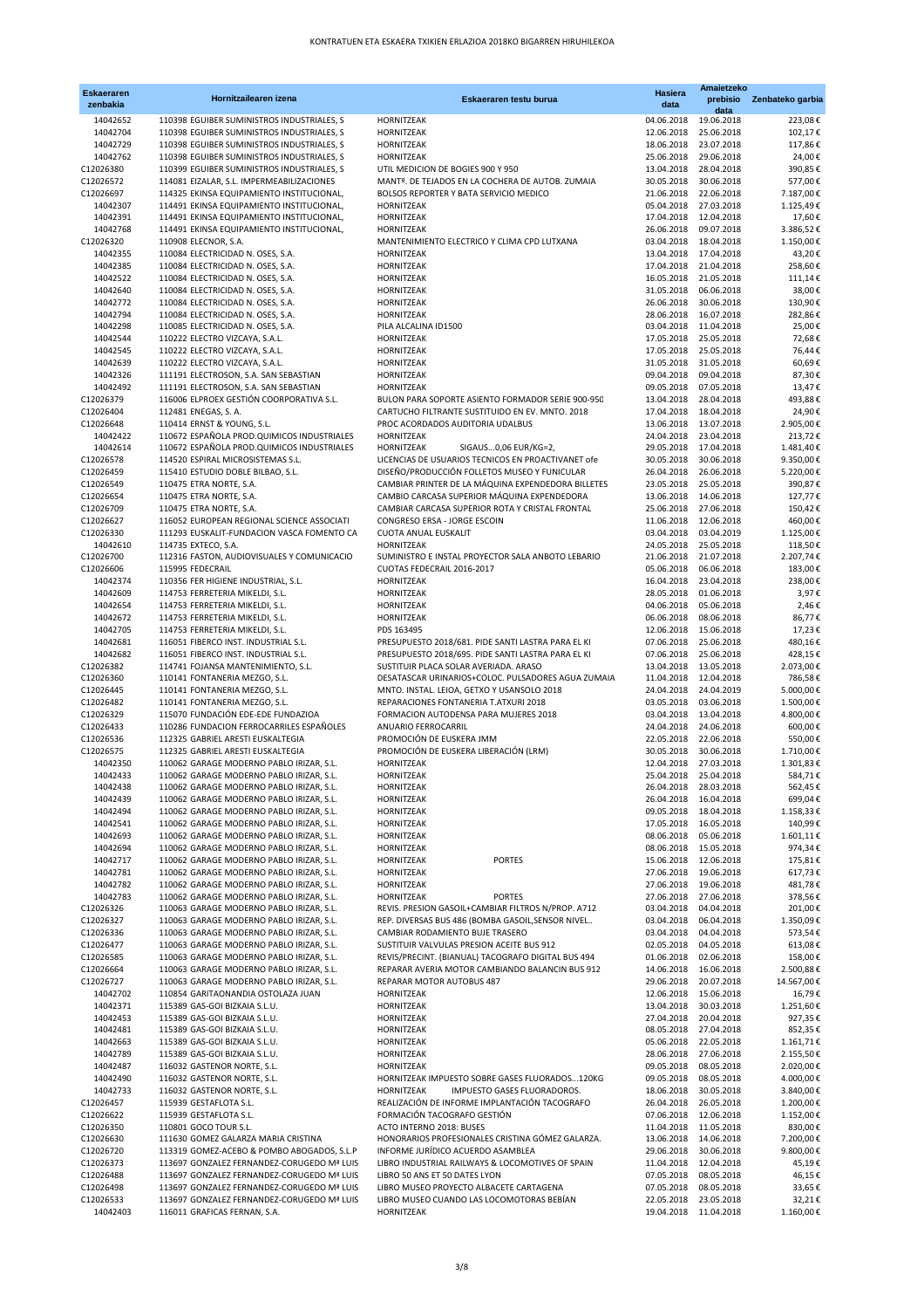# KONTRATUEN ETA ESKAERA TXIKIEN ERLAZIOA 2018KO BIGARREN HIRUHILEKOA

| Eskaeraren zenbakia | Hornitzailearen izena | Eskaeraren testu burua | Hasiera data | Amaietzeko prebisio data | Zenbateko garbia |
|---|---|---|---|---|---|
| 14042652 | 110398 EGUIBER SUMINISTROS INDUSTRIALES, S | HORNITZEAK | 04.06.2018 | 19.06.2018 | 223,08 € |
| 14042704 | 110398 EGUIBER SUMINISTROS INDUSTRIALES, S | HORNITZEAK | 12.06.2018 | 25.06.2018 | 102,17 € |
| 14042729 | 110398 EGUIBER SUMINISTROS INDUSTRIALES, S | HORNITZEAK | 18.06.2018 | 23.07.2018 | 117,86 € |
| 14042762 | 110398 EGUIBER SUMINISTROS INDUSTRIALES, S | HORNITZEAK | 25.06.2018 | 29.06.2018 | 24,00 € |
| C12026380 | 110399 EGUIBER SUMINISTROS INDUSTRIALES, S | UTIL MEDICION DE BOGIES 900 Y 950 | 13.04.2018 | 28.04.2018 | 390,85 € |
| C12026572 | 114081 EIZALAR, S.L. IMPERMEABILIZACIONES | MANTº. DE TEJADOS EN LA COCHERA DE AUTOB. ZUMAIA | 30.05.2018 | 30.06.2018 | 577,00 € |
| C12026697 | 114325 EKINSA EQUIPAMIENTO INSTITUCIONAL, | BOLSOS REPORTER Y BATA SERVICIO MEDICO | 21.06.2018 | 22.06.2018 | 7.187,00 € |
| 14042307 | 114491 EKINSA EQUIPAMIENTO INSTITUCIONAL, | HORNITZEAK | 05.04.2018 | 27.03.2018 | 1.125,49 € |
| 14042391 | 114491 EKINSA EQUIPAMIENTO INSTITUCIONAL, | HORNITZEAK | 17.04.2018 | 12.04.2018 | 17,60 € |
| 14042768 | 114491 EKINSA EQUIPAMIENTO INSTITUCIONAL, | HORNITZEAK | 26.06.2018 | 09.07.2018 | 3.386,52 € |
| C12026320 | 110908 ELECNOR, S.A. | MANTENIMIENTO ELECTRICO Y CLIMA CPD LUTXANA | 03.04.2018 | 18.04.2018 | 1.150,00 € |
| 14042355 | 110084 ELECTRICIDAD N. OSES, S.A. | HORNITZEAK | 13.04.2018 | 17.04.2018 | 43,20 € |
| 14042385 | 110084 ELECTRICIDAD N. OSES, S.A. | HORNITZEAK | 17.04.2018 | 21.04.2018 | 258,60 € |
| 14042522 | 110084 ELECTRICIDAD N. OSES, S.A. | HORNITZEAK | 16.05.2018 | 21.05.2018 | 111,14 € |
| 14042640 | 110084 ELECTRICIDAD N. OSES, S.A. | HORNITZEAK | 31.05.2018 | 06.06.2018 | 38,00 € |
| 14042772 | 110084 ELECTRICIDAD N. OSES, S.A. | HORNITZEAK | 26.06.2018 | 30.06.2018 | 130,90 € |
| 14042794 | 110084 ELECTRICIDAD N. OSES, S.A. | HORNITZEAK | 28.06.2018 | 16.07.2018 | 282,86 € |
| 14042298 | 110085 ELECTRICIDAD N. OSES, S.A. | PILA ALCALINA ID1500 | 03.04.2018 | 11.04.2018 | 25,00 € |
| 14042544 | 110222 ELECTRO VIZCAYA, S.A.L. | HORNITZEAK | 17.05.2018 | 25.05.2018 | 72,68 € |
| 14042545 | 110222 ELECTRO VIZCAYA, S.A.L. | HORNITZEAK | 17.05.2018 | 25.05.2018 | 76,44 € |
| 14042639 | 110222 ELECTRO VIZCAYA, S.A.L. | HORNITZEAK | 31.05.2018 | 31.05.2018 | 60,69 € |
| 14042326 | 111191 ELECTROSON, S.A. SAN SEBASTIAN | HORNITZEAK | 09.04.2018 | 09.04.2018 | 87,30 € |
| 14042492 | 111191 ELECTROSON, S.A. SAN SEBASTIAN | HORNITZEAK | 09.05.2018 | 07.05.2018 | 13,47 € |
| C12026379 | 116006 ELPROEX GESTIÓN COORPORATIVA S.L. | BULON PARA SOPORTE ASIENTO FORMADOR SERIE 900-950 | 13.04.2018 | 28.04.2018 | 493,88 € |
| C12026404 | 112481 ENEGAS, S. A. | CARTUCHO FILTRANTE SUSTITUIDO EN EV. MNTO. 2018 | 17.04.2018 | 18.04.2018 | 24,90 € |
| C12026648 | 110414 ERNST & YOUNG, S.L. | PROC ACORDADOS AUDITORIA UDALBUS | 13.06.2018 | 13.07.2018 | 2.905,00 € |
| 14042422 | 110672 ESPAÑOLA PROD.QUIMICOS INDUSTRIALES | HORNITZEAK | 24.04.2018 | 23.04.2018 | 213,72 € |
| 14042614 | 110672 ESPAÑOLA PROD.QUIMICOS INDUSTRIALES | HORNITZEAK SIGAUS...0,06 EUR/KG=2, | 29.05.2018 | 17.04.2018 | 1.481,40 € |
| C12026578 | 114520 ESPIRAL MICROSISTEMAS S.L. | LICENCIAS DE USUARIOS TECNICOS EN PROACTIVANET ofe | 30.05.2018 | 30.06.2018 | 9.350,00 € |
| C12026459 | 115410 ESTUDIO DOBLE BILBAO, S.L. | DISEÑO/PRODUCCIÓN FOLLETOS MUSEO Y FUNICULAR | 26.04.2018 | 26.06.2018 | 5.220,00 € |
| C12026549 | 110475 ETRA NORTE, S.A. | CAMBIAR PRINTER DE LA MÁQUINA EXPENDEDORA BILLETES | 23.05.2018 | 25.05.2018 | 390,87 € |
| C12026654 | 110475 ETRA NORTE, S.A. | CAMBIO CARCASA SUPERIOR MÁQUINA EXPENDEDORA | 13.06.2018 | 14.06.2018 | 127,77 € |
| C12026709 | 110475 ETRA NORTE, S.A. | CAMBIAR CARCASA SUPERIOR ROTA Y CRISTAL FRONTAL | 25.06.2018 | 27.06.2018 | 150,42 € |
| C12026627 | 116052 EUROPEAN REGIONAL SCIENCE ASSOCIATI | CONGRESO ERSA - JORGE ESCOIN | 11.06.2018 | 12.06.2018 | 460,00 € |
| C12026330 | 111293 EUSKALIT-FUNDACION VASCA FOMENTO CA | CUOTA ANUAL EUSKALIT | 03.04.2018 | 03.04.2019 | 1.125,00 € |
| 14042610 | 114735 EXTECO, S.A. | HORNITZEAK | 24.05.2018 | 25.05.2018 | 118,50 € |
| C12026700 | 112316 FASTON, AUDIOVISUALES Y COMUNICACIO | SUMINISTRO E INSTAL PROYECTOR SALA ANBOTO LEBARIO | 21.06.2018 | 21.07.2018 | 2.207,74 € |
| C12026606 | 115995 FEDECRAIL | CUOTAS FEDECRAIL 2016-2017 | 05.06.2018 | 06.06.2018 | 183,00 € |
| 14042374 | 110356 FER HIGIENE INDUSTRIAL, S.L. | HORNITZEAK | 16.04.2018 | 23.04.2018 | 238,00 € |
| 14042609 | 114753 FERRETERIA MIKELDI, S.L. | HORNITZEAK | 28.05.2018 | 01.06.2018 | 3,97 € |
| 14042654 | 114753 FERRETERIA MIKELDI, S.L. | HORNITZEAK | 04.06.2018 | 05.06.2018 | 2,46 € |
| 14042672 | 114753 FERRETERIA MIKELDI, S.L. | HORNITZEAK | 06.06.2018 | 08.06.2018 | 86,77 € |
| 14042705 | 114753 FERRETERIA MIKELDI, S.L. | PDS 163495 | 12.06.2018 | 15.06.2018 | 17,23 € |
| 14042681 | 116051 FIBERCO INST. INDUSTRIAL S.L. | PRESUPUESTO 2018/681. PIDE SANTI LASTRA PARA EL KI | 07.06.2018 | 25.06.2018 | 480,16 € |
| 14042682 | 116051 FIBERCO INST. INDUSTRIAL S.L. | PRESUPUESTO 2018/695. PIDE SANTI LASTRA PARA EL KI | 07.06.2018 | 25.06.2018 | 428,15 € |
| C12026382 | 114741 FOJANSA MANTENIMIENTO, S.L. | SUSTITUIR PLACA SOLAR AVERIADA. ARASO | 13.04.2018 | 13.05.2018 | 2.073,00 € |
| C12026360 | 110141 FONTANERIA MEZGO, S.L. | DESATASCAR URINARIOS+COLOC. PULSADORES AGUA ZUMAIA | 11.04.2018 | 12.04.2018 | 786,58 € |
| C12026445 | 110141 FONTANERIA MEZGO, S.L. | MNTO. INSTAL. LEIOA, GETXO Y USANSOLO 2018 | 24.04.2018 | 24.04.2019 | 5.000,00 € |
| C12026482 | 110141 FONTANERIA MEZGO, S.L. | REPARACIONES FONTANERIA T.ATXURI 2018 | 03.05.2018 | 03.06.2018 | 1.500,00 € |
| C12026329 | 115070 FUNDACIÓN EDE-EDE FUNDAZIOA | FORMACION AUTODENSA PARA MUJERES 2018 | 03.04.2018 | 13.04.2018 | 4.800,00 € |
| C12026433 | 110286 FUNDACION FERROCARRILES ESPAÑOLES | ANUARIO FERROCARRIL | 24.04.2018 | 24.06.2018 | 600,00 € |
| C12026536 | 112325 GABRIEL ARESTI EUSKALTEGIA | PROMOCIÓN DE EUSKERA JMM | 22.05.2018 | 22.06.2018 | 550,00 € |
| C12026575 | 112325 GABRIEL ARESTI EUSKALTEGIA | PROMOCIÓN DE EUSKERA LIBERACIÓN (LRM) | 30.05.2018 | 30.06.2018 | 1.710,00 € |
| 14042350 | 110062 GARAGE MODERNO PABLO IRIZAR, S.L. | HORNITZEAK | 12.04.2018 | 27.03.2018 | 1.301,83 € |
| 14042433 | 110062 GARAGE MODERNO PABLO IRIZAR, S.L. | HORNITZEAK | 25.04.2018 | 25.04.2018 | 584,71 € |
| 14042438 | 110062 GARAGE MODERNO PABLO IRIZAR, S.L. | HORNITZEAK | 26.04.2018 | 28.03.2018 | 562,45 € |
| 14042439 | 110062 GARAGE MODERNO PABLO IRIZAR, S.L. | HORNITZEAK | 26.04.2018 | 16.04.2018 | 699,04 € |
| 14042494 | 110062 GARAGE MODERNO PABLO IRIZAR, S.L. | HORNITZEAK | 09.05.2018 | 18.04.2018 | 1.158,33 € |
| 14042541 | 110062 GARAGE MODERNO PABLO IRIZAR, S.L. | HORNITZEAK | 17.05.2018 | 16.05.2018 | 140,99 € |
| 14042693 | 110062 GARAGE MODERNO PABLO IRIZAR, S.L. | HORNITZEAK | 08.06.2018 | 05.06.2018 | 1.601,11 € |
| 14042694 | 110062 GARAGE MODERNO PABLO IRIZAR, S.L. | HORNITZEAK | 08.06.2018 | 15.05.2018 | 974,34 € |
| 14042717 | 110062 GARAGE MODERNO PABLO IRIZAR, S.L. | HORNITZEAK PORTES | 15.06.2018 | 12.06.2018 | 175,81 € |
| 14042781 | 110062 GARAGE MODERNO PABLO IRIZAR, S.L. | HORNITZEAK | 27.06.2018 | 19.06.2018 | 617,73 € |
| 14042782 | 110062 GARAGE MODERNO PABLO IRIZAR, S.L. | HORNITZEAK | 27.06.2018 | 19.06.2018 | 481,78 € |
| 14042783 | 110062 GARAGE MODERNO PABLO IRIZAR, S.L. | HORNITZEAK PORTES | 27.06.2018 | 27.06.2018 | 378,56 € |
| C12026326 | 110063 GARAGE MODERNO PABLO IRIZAR, S.L. | REVIS. PRESION GASOIL+CAMBIAR FILTROS N/PROP. A712 | 03.04.2018 | 04.04.2018 | 201,00 € |
| C12026327 | 110063 GARAGE MODERNO PABLO IRIZAR, S.L. | REP. DIVERSAS BUS 486 (BOMBA GASOIL,SENSOR NIVEL.. | 03.04.2018 | 06.04.2018 | 1.350,09 € |
| C12026336 | 110063 GARAGE MODERNO PABLO IRIZAR, S.L. | CAMBIAR RODAMIENTO BUJE TRASERO | 03.04.2018 | 04.04.2018 | 573,54 € |
| C12026477 | 110063 GARAGE MODERNO PABLO IRIZAR, S.L. | SUSTITUIR VALVULAS PRESION ACEITE BUS 912 | 02.05.2018 | 04.05.2018 | 613,08 € |
| C12026585 | 110063 GARAGE MODERNO PABLO IRIZAR, S.L. | REVIS/PRECINT. (BIANUAL) TACOGRAFO DIGITAL BUS 494 | 01.06.2018 | 02.06.2018 | 158,00 € |
| C12026664 | 110063 GARAGE MODERNO PABLO IRIZAR, S.L. | REPARAR AVERIA MOTOR CAMBIANDO BALANCIN BUS 912 | 14.06.2018 | 16.06.2018 | 2.500,88 € |
| C12026727 | 110063 GARAGE MODERNO PABLO IRIZAR, S.L. | REPARAR MOTOR AUTOBUS 487 | 29.06.2018 | 20.07.2018 | 14.567,00 € |
| 14042702 | 110854 GARITAONANDIA OSTOLAZA JUAN | HORNITZEAK | 12.06.2018 | 15.06.2018 | 16,79 € |
| 14042371 | 115389 GAS-GOI BIZKAIA S.L.U. | HORNITZEAK | 13.04.2018 | 30.03.2018 | 1.251,60 € |
| 14042453 | 115389 GAS-GOI BIZKAIA S.L.U. | HORNITZEAK | 27.04.2018 | 20.04.2018 | 927,35 € |
| 14042481 | 115389 GAS-GOI BIZKAIA S.L.U. | HORNITZEAK | 08.05.2018 | 27.04.2018 | 852,35 € |
| 14042663 | 115389 GAS-GOI BIZKAIA S.L.U. | HORNITZEAK | 05.06.2018 | 22.05.2018 | 1.161,71 € |
| 14042789 | 115389 GAS-GOI BIZKAIA S.L.U. | HORNITZEAK | 28.06.2018 | 27.06.2018 | 2.155,50 € |
| 14042487 | 116032 GASTENOR NORTE, S.L. | HORNITZEAK | 09.05.2018 | 08.05.2018 | 2.020,00 € |
| 14042490 | 116032 GASTENOR NORTE, S.L. | HORNITZEAK IMPUESTO SOBRE GASES FLUORADOS...120KG | 09.05.2018 | 08.05.2018 | 4.000,00 € |
| 14042733 | 116032 GASTENOR NORTE, S.L. | HORNITZEAK IMPUESTO GASES FLUORADOROS. | 18.06.2018 | 30.05.2018 | 3.840,00 € |
| C12026457 | 115939 GESTAFLOTA S.L. | REALIZACIÓN DE INFORME IMPLANTACIÓN TACOGRAFO | 26.04.2018 | 26.05.2018 | 1.200,00 € |
| C12026622 | 115939 GESTAFLOTA S.L. | FORMACIÓN TACOGRAFO GESTIÓN | 07.06.2018 | 12.06.2018 | 1.152,00 € |
| C12026350 | 110801 GOCO TOUR S.L. | ACTO INTERNO 2018: BUSES | 11.04.2018 | 11.05.2018 | 830,00 € |
| C12026630 | 111630 GOMEZ GALARZA MARIA CRISTINA | HONORARIOS PROFESIONALES CRISTINA GÓMEZ GALARZA. | 13.06.2018 | 14.06.2018 | 7.200,00 € |
| C12026720 | 113319 GOMEZ-ACEBO & POMBO ABOGADOS, S.L.P | INFORME JURÍDICO ACUERDO ASAMBLEA | 29.06.2018 | 30.06.2018 | 9.800,00 € |
| C12026373 | 113697 GONZALEZ FERNANDEZ-CORUGEDO Mª LUIS | LIBRO INDUSTRIAL RAILWAYS & LOCOMOTIVES OF SPAIN | 11.04.2018 | 12.04.2018 | 45,19 € |
| C12026488 | 113697 GONZALEZ FERNANDEZ-CORUGEDO Mª LUIS | LIBRO 50 ANS ET 50 DATES LYON | 07.05.2018 | 08.05.2018 | 46,15 € |
| C12026498 | 113697 GONZALEZ FERNANDEZ-CORUGEDO Mª LUIS | LIBRO MUSEO PROYECTO ALBACETE CARTAGENA | 07.05.2018 | 08.05.2018 | 33,65 € |
| C12026533 | 113697 GONZALEZ FERNANDEZ-CORUGEDO Mª LUIS | LIBRO MUSEO CUANDO LAS LOCOMOTORAS BEBÍAN | 22.05.2018 | 23.05.2018 | 32,21 € |
| 14042403 | 116011 GRAFICAS FERNAN, S.A. | HORNITZEAK | 19.04.2018 | 11.04.2018 | 1.160,00 € |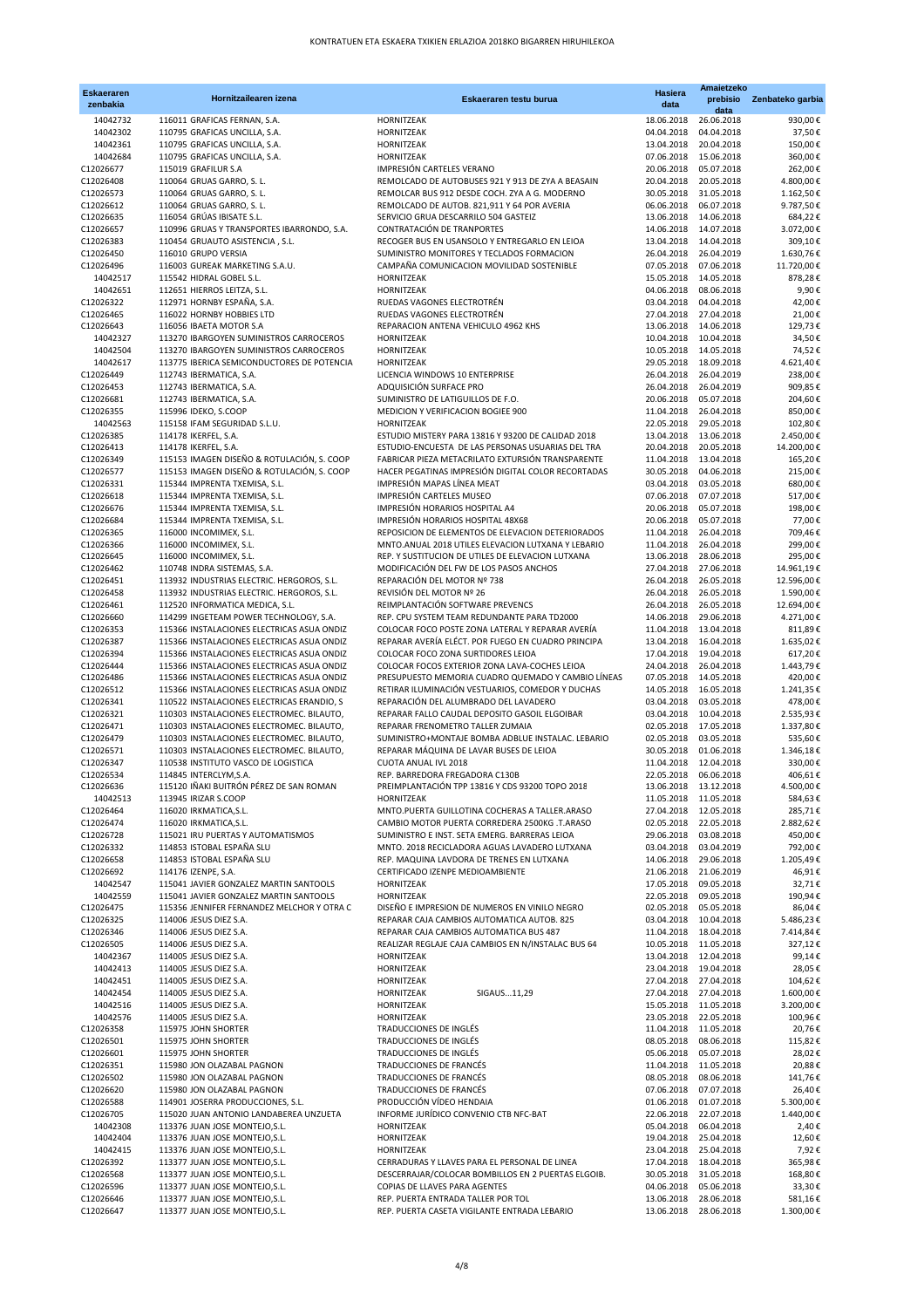# KONTRATUEN ETA ESKAERA TXIKIEN ERLAZIOA 2018KO BIGARREN HIRUHILEKOA

| Eskaeraren zenbakia | Hornitzailearen izena | Eskaeraren testu burua | Hasiera data | Amaietzeko prebisio data | Zenbateko garbia |
|---|---|---|---|---|---|
| 14042732 | 116011 GRAFICAS FERNAN, S.A. | HORNITZEAK | 18.06.2018 | 26.06.2018 | 930,00 € |
| 14042302 | 110795 GRAFICAS UNCILLA, S.A. | HORNITZEAK | 04.04.2018 | 04.04.2018 | 37,50 € |
| 14042361 | 110795 GRAFICAS UNCILLA, S.A. | HORNITZEAK | 13.04.2018 | 20.04.2018 | 150,00 € |
| 14042684 | 110795 GRAFICAS UNCILLA, S.A. | HORNITZEAK | 07.06.2018 | 15.06.2018 | 360,00 € |
| C12026677 | 115019 GRAFILUR S.A | IMPRESIÓN CARTELES VERANO | 20.06.2018 | 05.07.2018 | 262,00 € |
| C12026408 | 110064 GRUAS GARRO, S. L. | REMOLCADO DE AUTOBUSES 921 Y 913 DE ZYA A BEASAIN | 20.04.2018 | 20.05.2018 | 4.800,00 € |
| C12026573 | 110064 GRUAS GARRO, S. L. | REMOLCAR BUS 912 DESDE COCH. ZYA A G. MODERNO | 30.05.2018 | 31.05.2018 | 1.162,50 € |
| C12026612 | 110064 GRUAS GARRO, S. L. | REMOLCADO DE AUTOB. 821,911 Y 64 POR AVERIA | 06.06.2018 | 06.07.2018 | 9.787,50 € |
| C12026635 | 116054 GRÚAS IBISATE S.L. | SERVICIO GRUA DESCARRILO 504 GASTEIZ | 13.06.2018 | 14.06.2018 | 684,22 € |
| C12026657 | 110996 GRUAS Y TRANSPORTES IBARRONDO, S.A. | CONTRATACIÓN DE TRANPORTES | 14.06.2018 | 14.07.2018 | 3.072,00 € |
| C12026383 | 110454 GRUAUTO ASISTENCIA , S.L. | RECOGER BUS EN USANSOLO Y ENTREGARLO EN LEIOA | 13.04.2018 | 14.04.2018 | 309,10 € |
| C12026450 | 116010 GRUPO VERSIA | SUMINISTRO MONITORES Y TECLADOS FORMACION | 26.04.2018 | 26.04.2019 | 1.630,76 € |
| C12026496 | 116003 GUREAK MARKETING S.A.U. | CAMPAÑA COMUNICACION MOVILIDAD SOSTENIBLE | 07.05.2018 | 07.06.2018 | 11.720,00 € |
| 14042517 | 115542 HIDRAL GOBEL S.L. | HORNITZEAK | 15.05.2018 | 14.05.2018 | 878,28 € |
| 14042651 | 112651 HIERROS LEITZA, S.L. | HORNITZEAK | 04.06.2018 | 08.06.2018 | 9,90 € |
| C12026322 | 112971 HORNBY ESPAÑA, S.A. | RUEDAS VAGONES ELECTROTRÉN | 03.04.2018 | 04.04.2018 | 42,00 € |
| C12026465 | 116022 HORNBY HOBBIES LTD | RUEDAS VAGONES ELECTROTRÉN | 27.04.2018 | 27.04.2018 | 21,00 € |
| C12026643 | 116056 IBAETA MOTOR S.A | REPARACION ANTENA VEHICULO 4962 KHS | 13.06.2018 | 14.06.2018 | 129,73 € |
| 14042327 | 113270 IBARGOYEN SUMINISTROS CARROCEROS | HORNITZEAK | 10.04.2018 | 10.04.2018 | 34,50 € |
| 14042504 | 113270 IBARGOYEN SUMINISTROS CARROCEROS | HORNITZEAK | 10.05.2018 | 14.05.2018 | 74,52 € |
| 14042617 | 113775 IBERICA SEMICONDUCTORES DE POTENCIA | HORNITZEAK | 29.05.2018 | 18.09.2018 | 4.621,40 € |
| C12026449 | 112743 IBERMATICA, S.A. | LICENCIA WINDOWS 10 ENTERPRISE | 26.04.2018 | 26.04.2019 | 238,00 € |
| C12026453 | 112743 IBERMATICA, S.A. | ADQUISICIÓN SURFACE PRO | 26.04.2018 | 26.04.2019 | 909,85 € |
| C12026681 | 112743 IBERMATICA, S.A. | SUMINISTRO DE LATIGUILLOS DE F.O. | 20.06.2018 | 05.07.2018 | 204,60 € |
| C12026355 | 115996 IDEKO, S.COOP | MEDICION Y VERIFICACION BOGIEE 900 | 11.04.2018 | 26.04.2018 | 850,00 € |
| 14042563 | 115158 IFAM SEGURIDAD S.L.U. | HORNITZEAK | 22.05.2018 | 29.05.2018 | 102,80 € |
| C12026385 | 114178 IKERFEL, S.A. | ESTUDIO MISTERY PARA 13816 Y 93200 DE CALIDAD 2018 | 13.04.2018 | 13.06.2018 | 2.450,00 € |
| C12026413 | 114178 IKERFEL, S.A. | ESTUDIO-ENCUESTA DE LAS PERSONAS USUARIAS DEL TRA | 20.04.2018 | 20.05.2018 | 14.200,00 € |
| C12026349 | 115153 IMAGEN DISEÑO & ROTULACIÓN, S. COOP | FABRICAR PIEZA METACRILATO EXTURSIÓN TRANSPARENTE | 11.04.2018 | 13.04.2018 | 165,20 € |
| C12026577 | 115153 IMAGEN DISEÑO & ROTULACIÓN, S. COOP | HACER PEGATINAS IMPRESIÓN DIGITAL COLOR RECORTADAS | 30.05.2018 | 04.06.2018 | 215,00 € |
| C12026331 | 115344 IMPRENTA TXEMISA, S.L. | IMPRESIÓN MAPAS LÍNEA MEAT | 03.04.2018 | 03.05.2018 | 680,00 € |
| C12026618 | 115344 IMPRENTA TXEMISA, S.L. | IMPRESIÓN CARTELES MUSEO | 07.06.2018 | 07.07.2018 | 517,00 € |
| C12026676 | 115344 IMPRENTA TXEMISA, S.L. | IMPRESIÓN HORARIOS HOSPITAL A4 | 20.06.2018 | 05.07.2018 | 198,00 € |
| C12026684 | 115344 IMPRENTA TXEMISA, S.L. | IMPRESIÓN HORARIOS HOSPITAL 48X68 | 20.06.2018 | 05.07.2018 | 77,00 € |
| C12026365 | 116000 INCOMIMEX, S.L. | REPOSICION DE ELEMENTOS DE ELEVACION DETERIORADOS | 11.04.2018 | 26.04.2018 | 709,46 € |
| C12026366 | 116000 INCOMIMEX, S.L. | MNTO.ANUAL 2018 UTILES ELEVACION LUTXANA Y LEBARIO | 11.04.2018 | 26.04.2018 | 299,00 € |
| C12026645 | 116000 INCOMIMEX, S.L. | REP. Y SUSTITUCION DE UTILES DE ELEVACION LUTXANA | 13.06.2018 | 28.06.2018 | 295,00 € |
| C12026462 | 110748 INDRA SISTEMAS, S.A. | MODIFICACIÓN DEL FW DE LOS PASOS ANCHOS | 27.04.2018 | 27.06.2018 | 14.961,19 € |
| C12026451 | 113932 INDUSTRIAS ELECTRIC. HERGOROS, S.L. | REPARACIÓN DEL MOTOR Nº 738 | 26.04.2018 | 26.05.2018 | 12.596,00 € |
| C12026458 | 113932 INDUSTRIAS ELECTRIC. HERGOROS, S.L. | REVISIÓN DEL MOTOR Nº 26 | 26.04.2018 | 26.05.2018 | 1.590,00 € |
| C12026461 | 112520 INFORMATICA MEDICA, S.L. | REIMPLANTACIÓN SOFTWARE PREVENCS | 26.04.2018 | 26.05.2018 | 12.694,00 € |
| C12026660 | 114299 INGETEAM POWER TECHNOLOGY, S.A. | REP. CPU SYSTEM TEAM REDUNDANTE PARA TD2000 | 14.06.2018 | 29.06.2018 | 4.271,00 € |
| C12026353 | 115366 INSTALACIONES ELECTRICAS ASUA ONDIZ | COLOCAR FOCO POSTE ZONA LATERAL Y REPARAR AVERÍA | 11.04.2018 | 13.04.2018 | 811,89 € |
| C12026387 | 115366 INSTALACIONES ELECTRICAS ASUA ONDIZ | REPARAR AVERÍA ELÉCT. POR FUEGO EN CUADRO PRINCIPA | 13.04.2018 | 16.04.2018 | 1.635,02 € |
| C12026394 | 115366 INSTALACIONES ELECTRICAS ASUA ONDIZ | COLOCAR FOCO ZONA SURTIDORES LEIOA | 17.04.2018 | 19.04.2018 | 617,20 € |
| C12026444 | 115366 INSTALACIONES ELECTRICAS ASUA ONDIZ | COLOCAR FOCOS EXTERIOR ZONA LAVA-COCHES LEIOA | 24.04.2018 | 26.04.2018 | 1.443,79 € |
| C12026486 | 115366 INSTALACIONES ELECTRICAS ASUA ONDIZ | PRESUPUESTO MEMORIA CUADRO QUEMADO Y CAMBIO LÍNEAS | 07.05.2018 | 14.05.2018 | 420,00 € |
| C12026512 | 115366 INSTALACIONES ELECTRICAS ASUA ONDIZ | RETIRAR ILUMINACIÓN VESTUARIOS, COMEDOR Y DUCHAS | 14.05.2018 | 16.05.2018 | 1.241,35 € |
| C12026341 | 110522 INSTALACIONES ELECTRICAS ERANDIO, S | REPARACIÓN DEL ALUMBRADO DEL LAVADERO | 03.04.2018 | 03.05.2018 | 478,00 € |
| C12026321 | 110303 INSTALACIONES ELECTROMEC. BILAUTO, | REPARAR FALLO CAUDAL DEPOSITO GASOIL ELGOIBAR | 03.04.2018 | 10.04.2018 | 2.535,93 € |
| C12026471 | 110303 INSTALACIONES ELECTROMEC. BILAUTO, | REPARAR FRENOMETRO TALLER ZUMAIA | 02.05.2018 | 17.05.2018 | 1.337,80 € |
| C12026479 | 110303 INSTALACIONES ELECTROMEC. BILAUTO, | SUMINISTRO+MONTAJE BOMBA ADBLUE INSTALAC. LEBARIO | 02.05.2018 | 03.05.2018 | 535,60 € |
| C12026571 | 110303 INSTALACIONES ELECTROMEC. BILAUTO, | REPARAR MÁQUINA DE LAVAR BUSES DE LEIOA | 30.05.2018 | 01.06.2018 | 1.346,18 € |
| C12026347 | 110538 INSTITUTO VASCO DE LOGISTICA | CUOTA ANUAL IVL 2018 | 11.04.2018 | 12.04.2018 | 330,00 € |
| C12026534 | 114845 INTERCLYM,S.A. | REP. BARREDORA FREGADORA C130B | 22.05.2018 | 06.06.2018 | 406,61 € |
| C12026636 | 115120 IÑAKI BUITRÓN PÉREZ DE SAN ROMAN | PREIMPLANTACIÓN TPP 13816 Y CDS 93200 TOPO 2018 | 13.06.2018 | 13.12.2018 | 4.500,00 € |
| 14042513 | 113945 IRIZAR S.COOP | HORNITZEAK | 11.05.2018 | 11.05.2018 | 584,63 € |
| C12026464 | 116020 IRKMATICA,S.L. | MNTO.PUERTA GUILLOTINA COCHERAS A TALLER.ARASO | 27.04.2018 | 12.05.2018 | 285,71 € |
| C12026474 | 116020 IRKMATICA,S.L. | CAMBIO MOTOR PUERTA CORREDERA 2500KG .T.ARASO | 02.05.2018 | 22.05.2018 | 2.882,62 € |
| C12026728 | 115021 IRU PUERTAS Y AUTOMATISMOS | SUMINISTRO E INST. SETA EMERG. BARRERAS LEIOA | 29.06.2018 | 03.08.2018 | 450,00 € |
| C12026332 | 114853 ISTOBAL ESPAÑA SLU | MNTO. 2018 RECICLADORA AGUAS LAVADERO LUTXANA | 03.04.2018 | 03.04.2019 | 792,00 € |
| C12026658 | 114853 ISTOBAL ESPAÑA SLU | REP. MAQUINA LAVDORA DE TRENES EN LUTXANA | 14.06.2018 | 29.06.2018 | 1.205,49 € |
| C12026692 | 114176 IZENPE, S.A. | CERTIFICADO IZENPE MEDIOAMBIENTE | 21.06.2018 | 21.06.2019 | 46,91 € |
| 14042547 | 115041 JAVIER GONZALEZ MARTIN SANTOOLS | HORNITZEAK | 17.05.2018 | 09.05.2018 | 32,71 € |
| 14042559 | 115041 JAVIER GONZALEZ MARTIN SANTOOLS | HORNITZEAK | 22.05.2018 | 09.05.2018 | 190,94 € |
| C12026475 | 115356 JENNIFER FERNANDEZ MELCHOR Y OTRA C | DISEÑO E IMPRESION DE NUMEROS EN VINILO NEGRO | 02.05.2018 | 05.05.2018 | 86,04 € |
| C12026325 | 114006 JESUS DIEZ S.A. | REPARAR CAJA CAMBIOS AUTOMATICA AUTOB. 825 | 03.04.2018 | 10.04.2018 | 5.486,23 € |
| C12026346 | 114006 JESUS DIEZ S.A. | REPARAR CAJA CAMBIOS AUTOMATICA BUS 487 | 11.04.2018 | 18.04.2018 | 7.414,84 € |
| C12026505 | 114006 JESUS DIEZ S.A. | REALIZAR REGLAJE CAJA CAMBIOS EN N/INSTALAC BUS 64 | 10.05.2018 | 11.05.2018 | 327,12 € |
| 14042367 | 114005 JESUS DIEZ S.A. | HORNITZEAK | 13.04.2018 | 12.04.2018 | 99,14 € |
| 14042413 | 114005 JESUS DIEZ S.A. | HORNITZEAK | 23.04.2018 | 19.04.2018 | 28,05 € |
| 14042451 | 114005 JESUS DIEZ S.A. | HORNITZEAK | 27.04.2018 | 27.04.2018 | 104,62 € |
| 14042454 | 114005 JESUS DIEZ S.A. | HORNITZEAK SIGAUS...11,29 | 27.04.2018 | 27.04.2018 | 1.600,00 € |
| 14042516 | 114005 JESUS DIEZ S.A. | HORNITZEAK | 15.05.2018 | 11.05.2018 | 3.200,00 € |
| 14042576 | 114005 JESUS DIEZ S.A. | HORNITZEAK | 23.05.2018 | 22.05.2018 | 100,96 € |
| C12026358 | 115975 JOHN SHORTER | TRADUCCIONES DE INGLÉS | 11.04.2018 | 11.05.2018 | 20,76 € |
| C12026501 | 115975 JOHN SHORTER | TRADUCCIONES DE INGLÉS | 08.05.2018 | 08.06.2018 | 115,82 € |
| C12026601 | 115975 JOHN SHORTER | TRADUCCIONES DE INGLÉS | 05.06.2018 | 05.07.2018 | 28,02 € |
| C12026351 | 115980 JON OLAZABAL PAGNON | TRADUCCIONES DE FRANCÉS | 11.04.2018 | 11.05.2018 | 20,88 € |
| C12026502 | 115980 JON OLAZABAL PAGNON | TRADUCCIONES DE FRANCÉS | 08.05.2018 | 08.06.2018 | 141,76 € |
| C12026620 | 115980 JON OLAZABAL PAGNON | TRADUCCIONES DE FRANCÉS | 07.06.2018 | 07.07.2018 | 26,40 € |
| C12026588 | 114901 JOSERRA PRODUCCIONES, S.L. | PRODUCCIÓN VÍDEO HENDAIA | 01.06.2018 | 01.07.2018 | 5.300,00 € |
| C12026705 | 115020 JUAN ANTONIO LANDABEREA UNZUETA | INFORME JURÍDICO CONVENIO CTB NFC-BAT | 22.06.2018 | 22.07.2018 | 1.440,00 € |
| 14042308 | 113376 JUAN JOSE MONTEJO,S.L. | HORNITZEAK | 05.04.2018 | 06.04.2018 | 2,40 € |
| 14042404 | 113376 JUAN JOSE MONTEJO,S.L. | HORNITZEAK | 19.04.2018 | 25.04.2018 | 12,60 € |
| 14042415 | 113376 JUAN JOSE MONTEJO,S.L. | HORNITZEAK | 23.04.2018 | 25.04.2018 | 7,92 € |
| C12026392 | 113377 JUAN JOSE MONTEJO,S.L. | CERRADURAS Y LLAVES PARA EL PERSONAL DE LINEA | 17.04.2018 | 18.04.2018 | 365,98 € |
| C12026568 | 113377 JUAN JOSE MONTEJO,S.L. | DESCERRAJAR/COLOCAR BOMBILLOS EN 2 PUERTAS ELGOIB. | 30.05.2018 | 31.05.2018 | 168,80 € |
| C12026596 | 113377 JUAN JOSE MONTEJO,S.L. | COPIAS DE LLAVES PARA AGENTES | 04.06.2018 | 05.06.2018 | 33,30 € |
| C12026646 | 113377 JUAN JOSE MONTEJO,S.L. | REP. PUERTA ENTRADA TALLER POR TOL | 13.06.2018 | 28.06.2018 | 581,16 € |
| C12026647 | 113377 JUAN JOSE MONTEJO,S.L. | REP. PUERTA CASETA VIGILANTE ENTRADA LEBARIO | 13.06.2018 | 28.06.2018 | 1.300,00 € |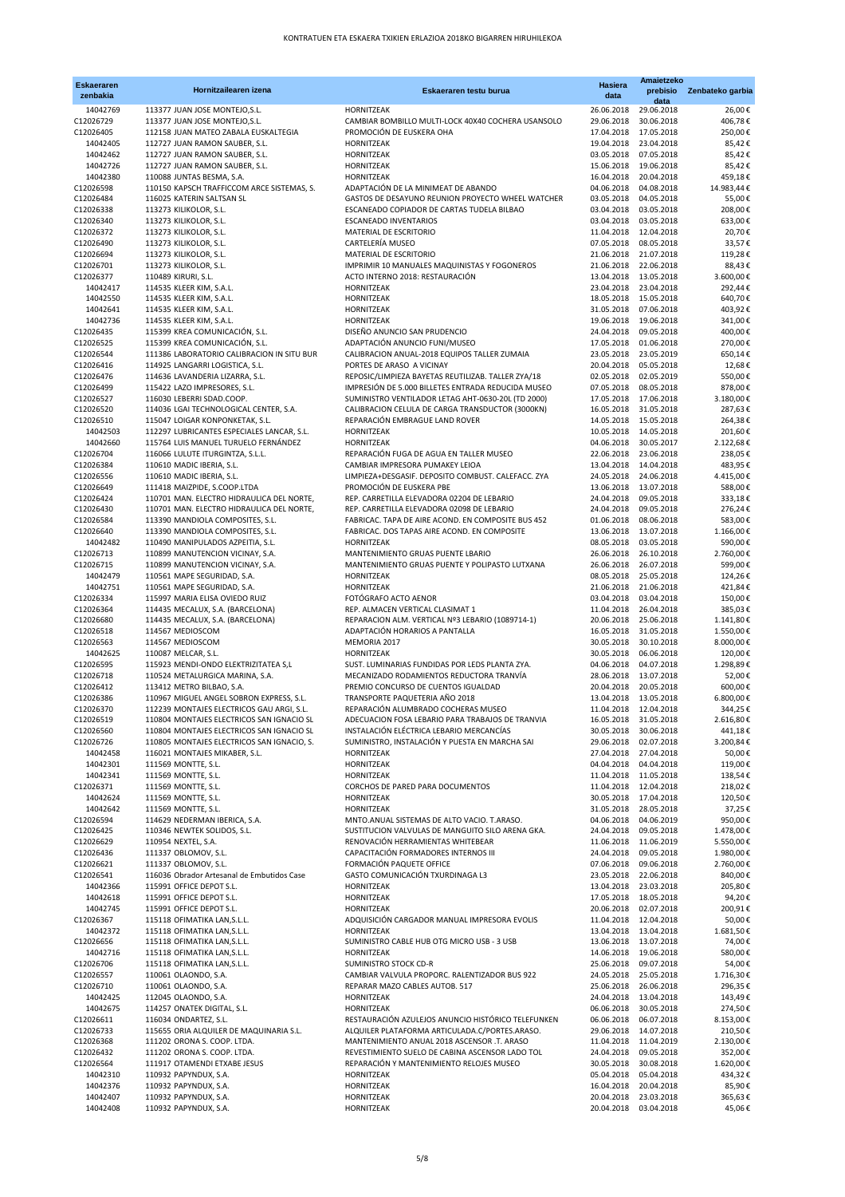| Eskaeraren zenbakia | Hornitzailearen izena | Eskaeraren testu burua | Hasiera data | Amaietzeko prebisio data | Zenbateko garbia |
|---|---|---|---|---|---|
| 14042769 | 113377 JUAN JOSE MONTEJO,S.L. | HORNITZEAK | 26.06.2018 | 29.06.2018 | 26,00 € |
| C12026729 | 113377 JUAN JOSE MONTEJO,S.L. | CAMBIAR BOMBILLO MULTI-LOCK 40X40 COCHERA USANSOLO | 29.06.2018 | 30.06.2018 | 406,78 € |
| C12026405 | 112158 JUAN MATEO ZABALA EUSKALTEGIA | PROMOCIÓN DE EUSKERA OHA | 17.04.2018 | 17.05.2018 | 250,00 € |
| 14042405 | 112727 JUAN RAMON SAUBER, S.L. | HORNITZEAK | 19.04.2018 | 23.04.2018 | 85,42 € |
| 14042462 | 112727 JUAN RAMON SAUBER, S.L. | HORNITZEAK | 03.05.2018 | 07.05.2018 | 85,42 € |
| 14042726 | 112727 JUAN RAMON SAUBER, S.L. | HORNITZEAK | 15.06.2018 | 19.06.2018 | 85,42 € |
| 14042380 | 110088 JUNTAS BESMA, S.A. | HORNITZEAK | 16.04.2018 | 20.04.2018 | 459,18 € |
| C12026508 | 110150 KAPSCH TRAFFICCOM ARCE SISTEMAS, S. | ADAPTACIÓN DE LA MINIMEAT DE ABANDO | 04.06.2018 | 04.08.2018 | 14.983,44 € |
| C12026484 | 116025 KATERIN SALTSAN SL | GASTOS DE DESAYUNO REUNION PROYECTO WHEEL WATCHER | 03.05.2018 | 04.05.2018 | 55,00 € |
| C12026338 | 113273 KILIKOLOR, S.L. | ESCANEADO COPIADOR DE CARTAS TUDELA BILBAO | 03.04.2018 | 03.05.2018 | 208,00 € |
| C12026340 | 113273 KILIKOLOR, S.L. | ESCANEADO INVENTARIOS | 03.04.2018 | 03.05.2018 | 633,00 € |
| C12026372 | 113273 KILIKOLOR, S.L. | MATERIAL DE ESCRITORIO | 11.04.2018 | 12.04.2018 | 20,70 € |
| C12026490 | 113273 KILIKOLOR, S.L. | CARTELERÍA MUSEO | 07.05.2018 | 08.05.2018 | 33,57 € |
| C12026694 | 113273 KILIKOLOR, S.L. | MATERIAL DE ESCRITORIO | 21.06.2018 | 21.07.2018 | 119,28 € |
| C12026701 | 113273 KILIKOLOR, S.L. | IMPRIMIR 10 MANUALES MAQUINISTAS Y FOGONEROS | 21.06.2018 | 22.06.2018 | 88,43 € |
| C12026377 | 110489 KIRURI, S.L. | ACTO INTERNO 2018: RESTAURACIÓN | 13.04.2018 | 13.05.2018 | 3.600,00 € |
| 14042417 | 114535 KLEER KIM, S.A.L. | HORNITZEAK | 23.04.2018 | 23.04.2018 | 292,44 € |
| 14042550 | 114535 KLEER KIM, S.A.L. | HORNITZEAK | 18.05.2018 | 15.05.2018 | 640,70 € |
| 14042641 | 114535 KLEER KIM, S.A.L. | HORNITZEAK | 31.05.2018 | 07.06.2018 | 403,92 € |
| 14042736 | 114535 KLEER KIM, S.A.L. | HORNITZEAK | 19.06.2018 | 19.06.2018 | 341,00 € |
| C12026435 | 115399 KREA COMUNICACIÓN, S.L. | DISEÑO ANUNCIO SAN PRUDENCIO | 24.04.2018 | 09.05.2018 | 400,00 € |
| C12026525 | 115399 KREA COMUNICACIÓN, S.L. | ADAPTACIÓN ANUNCIO FUNI/MUSEO | 17.05.2018 | 01.06.2018 | 270,00 € |
| C12026544 | 111386 LABORATORIO CALIBRACION IN SITU BUR | CALIBRACION ANUAL-2018 EQUIPOS TALLER ZUMAIA | 23.05.2018 | 23.05.2019 | 650,14 € |
| C12026416 | 114925 LANGARRI LOGISTICA, S.L. | PORTES DE ARASO A VICINAY | 20.04.2018 | 05.05.2018 | 12,68 € |
| C12026476 | 114636 LAVANDERIA LIZARRA, S.L. | REPOSIC/LIMPIEZA BAYETAS REUTILIZAB. TALLER ZYA/18 | 02.05.2018 | 02.05.2019 | 550,00 € |
| C12026499 | 115422 LAZO IMPRESORES, S.L. | IMPRESIÓN DE 5.000 BILLETES ENTRADA REDUCIDA MUSEO | 07.05.2018 | 08.05.2018 | 878,00 € |
| C12026527 | 116030 LEBERRI SDAD.COOP. | SUMINISTRO VENTILADOR LETAG AHT-0630-20L (TD 2000) | 17.05.2018 | 17.06.2018 | 3.180,00 € |
| C12026520 | 114036 LGAI TECHNOLOGICAL CENTER, S.A. | CALIBRACION CELULA DE CARGA TRANSDUCTOR (3000KN) | 16.05.2018 | 31.05.2018 | 287,63 € |
| C12026510 | 115047 LOIGAR KONPONKETAK, S.L. | REPARACIÓN EMBRAGUE LAND ROVER | 14.05.2018 | 15.05.2018 | 264,38 € |
| 14042503 | 112297 LUBRICANTES ESPECIALES LANCAR, S.L. | HORNITZEAK | 10.05.2018 | 14.05.2018 | 201,60 € |
| 14042660 | 115764 LUIS MANUEL TURUELO FERNÁNDEZ | HORNITZEAK | 04.06.2018 | 30.05.2017 | 2.122,68 € |
| C12026704 | 116066 LULUTE ITURGINTZA, S.L.L. | REPARACIÓN FUGA DE AGUA EN TALLER MUSEO | 22.06.2018 | 23.06.2018 | 238,05 € |
| C12026384 | 110610 MADIC IBERIA, S.L. | CAMBIAR IMPRESORA PUMAKEY LEIOA | 13.04.2018 | 14.04.2018 | 483,95 € |
| C12026556 | 110610 MADIC IBERIA, S.L. | LIMPIEZA+DESGASIF. DEPOSITO COMBUST. CALEFACC. ZYA | 24.05.2018 | 24.06.2018 | 4.415,00 € |
| C12026649 | 111418 MAIZPIDE, S.COOP.LTDA | PROMOCIÓN DE EUSKERA PBE | 13.06.2018 | 13.07.2018 | 588,00 € |
| C12026424 | 110701 MAN. ELECTRO HIDRAULICA DEL NORTE, | REP. CARRETILLA ELEVADORA 02204 DE LEBARIO | 24.04.2018 | 09.05.2018 | 333,18 € |
| C12026430 | 110701 MAN. ELECTRO HIDRAULICA DEL NORTE, | REP. CARRETILLA ELEVADORA 02098 DE LEBARIO | 24.04.2018 | 09.05.2018 | 276,24 € |
| C12026584 | 113390 MANDIOLA COMPOSITES, S.L. | FABRICAC. TAPA DE AIRE ACOND. EN COMPOSITE BUS 452 | 01.06.2018 | 08.06.2018 | 583,00 € |
| C12026640 | 113390 MANDIOLA COMPOSITES, S.L. | FABRICAC. DOS TAPAS AIRE ACOND. EN COMPOSITE | 13.06.2018 | 13.07.2018 | 1.166,00 € |
| 14042482 | 110490 MANIPULADOS AZPEITIA, S.L. | HORNITZEAK | 08.05.2018 | 03.05.2018 | 590,00 € |
| C12026713 | 110899 MANUTENCION VICINAY, S.A. | MANTENIMIENTO GRUAS PUENTE LBARIO | 26.06.2018 | 26.10.2018 | 2.760,00 € |
| C12026715 | 110899 MANUTENCION VICINAY, S.A. | MANTENIMIENTO GRUAS PUENTE Y POLIPASTO LUTXANA | 26.06.2018 | 26.07.2018 | 599,00 € |
| 14042479 | 110561 MAPE SEGURIDAD, S.A. | HORNITZEAK | 08.05.2018 | 25.05.2018 | 124,26 € |
| 14042751 | 110561 MAPE SEGURIDAD, S.A. | HORNITZEAK | 21.06.2018 | 21.06.2018 | 421,84 € |
| C12026334 | 115997 MARIA ELISA OVIEDO RUIZ | FOTÓGRAFO ACTO AENOR | 03.04.2018 | 03.04.2018 | 150,00 € |
| C12026364 | 114435 MECALUX, S.A. (BARCELONA) | REP. ALMACEN VERTICAL CLASIMAT 1 | 11.04.2018 | 26.04.2018 | 385,03 € |
| C12026680 | 114435 MECALUX, S.A. (BARCELONA) | REPARACION ALM. VERTICAL Nº3 LEBARIO (1089714-1) | 20.06.2018 | 25.06.2018 | 1.141,80 € |
| C12026518 | 114567 MEDIOSCOM | ADAPTACIÓN HORARIOS A PANTALLA | 16.05.2018 | 31.05.2018 | 1.550,00 € |
| C12026563 | 114567 MEDIOSCOM | MEMORIA 2017 | 30.05.2018 | 30.10.2018 | 8.000,00 € |
| 14042625 | 110087 MELCAR, S.L. | HORNITZEAK | 30.05.2018 | 06.06.2018 | 120,00 € |
| C12026595 | 115923 MENDI-ONDO ELEKTRIZITATEA S,L | SUST. LUMINARIAS FUNDIDAS POR LEDS PLANTA ZYA. | 04.06.2018 | 04.07.2018 | 1.298,89 € |
| C12026718 | 110524 METALURGICA MARINA, S.A. | MECANIZADO RODAMIENTOS REDUCTORA TRANVÍA | 28.06.2018 | 13.07.2018 | 52,00 € |
| C12026412 | 113412 METRO BILBAO, S.A. | PREMIO CONCURSO DE CUENTOS IGUALDAD | 20.04.2018 | 20.05.2018 | 600,00 € |
| C12026386 | 110967 MIGUEL ANGEL SOBRON EXPRESS, S.L. | TRANSPORTE PAQUETERIA AÑO 2018 | 13.04.2018 | 13.05.2018 | 6.800,00 € |
| C12026370 | 112239 MONTAJES ELECTRICOS GAU ARGI, S.L. | REPARACIÓN ALUMBRADO COCHERAS MUSEO | 11.04.2018 | 12.04.2018 | 344,25 € |
| C12026519 | 110804 MONTAJES ELECTRICOS SAN IGNACIO SL | ADECUACION FOSA LEBARIO PARA TRABAJOS DE TRANVIA | 16.05.2018 | 31.05.2018 | 2.616,80 € |
| C12026560 | 110804 MONTAJES ELECTRICOS SAN IGNACIO SL | INSTALACIÓN ELÉCTRICA LEBARIO MERCANCÍAS | 30.05.2018 | 30.06.2018 | 441,18 € |
| C12026726 | 110805 MONTAJES ELECTRICOS SAN IGNACIO, S. | SUMINISTRO, INSTALACIÓN Y PUESTA EN MARCHA SAI | 29.06.2018 | 02.07.2018 | 3.200,84 € |
| 14042458 | 116021 MONTAJES MIKABER, S.L. | HORNITZEAK | 27.04.2018 | 27.04.2018 | 50,00 € |
| 14042301 | 111569 MONTTE, S.L. | HORNITZEAK | 04.04.2018 | 04.04.2018 | 119,00 € |
| 14042341 | 111569 MONTTE, S.L. | HORNITZEAK | 11.04.2018 | 11.05.2018 | 138,54 € |
| C12026371 | 111569 MONTTE, S.L. | CORCHOS DE PARED PARA DOCUMENTOS | 11.04.2018 | 12.04.2018 | 218,02 € |
| 14042624 | 111569 MONTTE, S.L. | HORNITZEAK | 30.05.2018 | 17.04.2018 | 120,50 € |
| 14042642 | 111569 MONTTE, S.L. | HORNITZEAK | 31.05.2018 | 28.05.2018 | 37,25 € |
| C12026594 | 114629 NEDERMAN IBERICA, S.A. | MNTO.ANUAL SISTEMAS DE ALTO VACIO. T.ARASO. | 04.06.2018 | 04.06.2019 | 950,00 € |
| C12026425 | 110346 NEWTEK SOLIDOS, S.L. | SUSTITUCION VALVULAS DE MANGUITO SILO ARENA GKA. | 24.04.2018 | 09.05.2018 | 1.478,00 € |
| C12026629 | 110954 NEXTEL, S.A. | RENOVACIÓN HERRAMIENTAS WHITEBEAR | 11.06.2018 | 11.06.2019 | 5.550,00 € |
| C12026436 | 111337 OBLOMOV, S.L. | CAPACITACIÓN FORMADORES INTERNOS III | 24.04.2018 | 09.05.2018 | 1.980,00 € |
| C12026621 | 111337 OBLOMOV, S.L. | FORMACIÓN PAQUETE OFFICE | 07.06.2018 | 09.06.2018 | 2.760,00 € |
| C12026541 | 116036 Obrador Artesanal de Embutidos Case | GASTO COMUNICACIÓN TXURDINAGA L3 | 23.05.2018 | 22.06.2018 | 840,00 € |
| 14042366 | 115991 OFFICE DEPOT S.L. | HORNITZEAK | 13.04.2018 | 23.03.2018 | 205,80 € |
| 14042618 | 115991 OFFICE DEPOT S.L. | HORNITZEAK | 17.05.2018 | 18.05.2018 | 94,20 € |
| 14042745 | 115991 OFFICE DEPOT S.L. | HORNITZEAK | 20.06.2018 | 02.07.2018 | 200,91 € |
| C12026367 | 115118 OFIMATIKA LAN,S.L.L. | ADQUISICIÓN CARGADOR MANUAL IMPRESORA EVOLIS | 11.04.2018 | 12.04.2018 | 50,00 € |
| 14042372 | 115118 OFIMATIKA LAN,S.L.L. | HORNITZEAK | 13.04.2018 | 13.04.2018 | 1.681,50 € |
| C12026656 | 115118 OFIMATIKA LAN,S.L.L. | SUMINISTRO CABLE HUB OTG MICRO USB - 3 USB | 13.06.2018 | 13.07.2018 | 74,00 € |
| 14042716 | 115118 OFIMATIKA LAN,S.L.L. | HORNITZEAK | 14.06.2018 | 19.06.2018 | 580,00 € |
| C12026706 | 115118 OFIMATIKA LAN,S.L.L. | SUMINISTRO STOCK CD-R | 25.06.2018 | 09.07.2018 | 54,00 € |
| C12026557 | 110061 OLAONDO, S.A. | CAMBIAR VALVULA PROPORC. RALENTIZADOR BUS 922 | 24.05.2018 | 25.05.2018 | 1.716,30 € |
| C12026710 | 110061 OLAONDO, S.A. | REPARAR MAZO CABLES AUTOB. 517 | 25.06.2018 | 26.06.2018 | 296,35 € |
| 14042425 | 112045 OLAONDO, S.A. | HORNITZEAK | 24.04.2018 | 13.04.2018 | 143,49 € |
| 14042675 | 114257 ONATEK DIGITAL, S.L. | HORNITZEAK | 06.06.2018 | 30.05.2018 | 274,50 € |
| C12026611 | 116034 ONDARTEZ, S.L. | RESTAURACIÓN AZULEJOS ANUNCIO HISTÓRICO TELEFUNKEN | 06.06.2018 | 06.07.2018 | 8.153,00 € |
| C12026733 | 115655 ORIA ALQUILER DE MAQUINARIA S.L. | ALQUILER PLATAFORMA ARTICULADA.C/PORTES.ARASO. | 29.06.2018 | 14.07.2018 | 210,50 € |
| C12026368 | 111202 ORONA S. COOP. LTDA. | MANTENIMIENTO ANUAL 2018 ASCENSOR .T. ARASO | 11.04.2018 | 11.04.2019 | 2.130,00 € |
| C12026432 | 111202 ORONA S. COOP. LTDA. | REVESTIMIENTO SUELO DE CABINA ASCENSOR LADO TOL | 24.04.2018 | 09.05.2018 | 352,00 € |
| C12026564 | 111917 OTAMENDI ETXABE JESUS | REPARACIÓN Y MANTENIMIENTO RELOJES MUSEO | 30.05.2018 | 30.08.2018 | 1.620,00 € |
| 14042310 | 110932 PAPYNDUX, S.A. | HORNITZEAK | 05.04.2018 | 05.04.2018 | 434,32 € |
| 14042376 | 110932 PAPYNDUX, S.A. | HORNITZEAK | 16.04.2018 | 20.04.2018 | 85,90 € |
| 14042407 | 110932 PAPYNDUX, S.A. | HORNITZEAK | 20.04.2018 | 23.03.2018 | 365,63 € |
| 14042408 | 110932 PAPYNDUX, S.A. | HORNITZEAK | 20.04.2018 | 03.04.2018 | 45,06 € |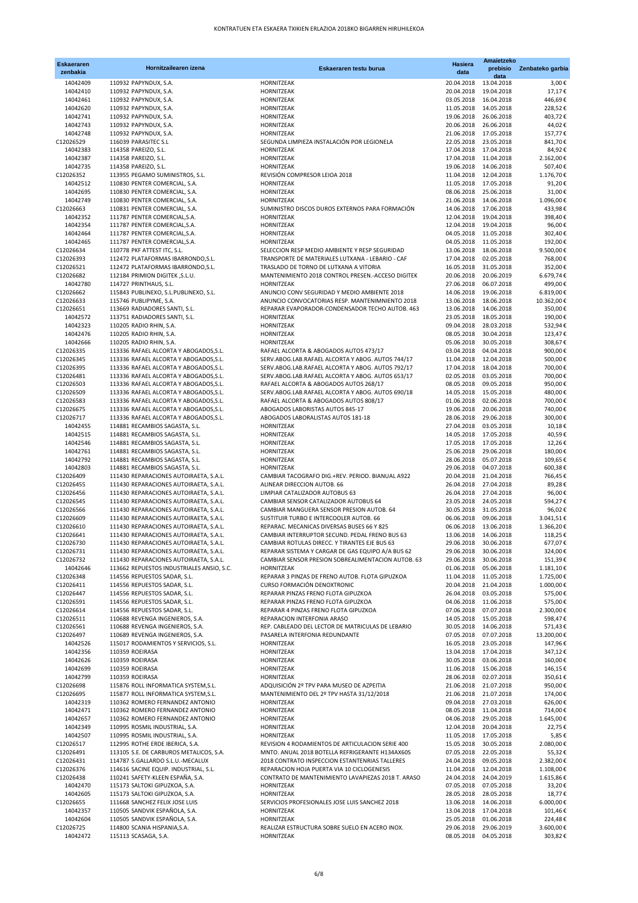| Eskaeraren zenbakia | Hornitzailearen izena | Eskaeraren testu burua | Hasiera data | Amaietzeko prebisio data | Zenbateko garbia |
|---|---|---|---|---|---|
| 14042409 | 110932 PAPYNDUX, S.A. | HORNITZEAK | 20.04.2018 | 13.04.2018 | 3,00 € |
| 14042410 | 110932 PAPYNDUX, S.A. | HORNITZEAK | 20.04.2018 | 19.04.2018 | 17,17 € |
| 14042461 | 110932 PAPYNDUX, S.A. | HORNITZEAK | 03.05.2018 | 16.04.2018 | 446,69 € |
| 14042620 | 110932 PAPYNDUX, S.A. | HORNITZEAK | 11.05.2018 | 14.05.2018 | 228,52 € |
| 14042741 | 110932 PAPYNDUX, S.A. | HORNITZEAK | 19.06.2018 | 26.06.2018 | 403,72 € |
| 14042743 | 110932 PAPYNDUX, S.A. | HORNITZEAK | 20.06.2018 | 26.06.2018 | 44,02 € |
| 14042748 | 110932 PAPYNDUX, S.A. | HORNITZEAK | 21.06.2018 | 17.05.2018 | 157,77 € |
| C12026529 | 116039 PARASITEC S.L | SEGUNDA LIMPIEZA INSTALACIÓN POR LEGIONELA | 22.05.2018 | 23.05.2018 | 841,70 € |
| 14042383 | 114358 PAREIZO, S.L. | HORNITZEAK | 17.04.2018 | 17.04.2018 | 84,92 € |
| 14042387 | 114358 PAREIZO, S.L. | HORNITZEAK | 17.04.2018 | 11.04.2018 | 2.162,00 € |
| 14042735 | 114358 PAREIZO, S.L. | HORNITZEAK | 19.06.2018 | 14.06.2018 | 507,40 € |
| C12026352 | 113955 PEGAMO SUMINISTROS, S.L. | REVISIÓN COMPRESOR LEIOA 2018 | 11.04.2018 | 12.04.2018 | 1.176,70 € |
| 14042512 | 110830 PENTER COMERCIAL, S.A. | HORNITZEAK | 11.05.2018 | 17.05.2018 | 91,20 € |
| 14042695 | 110830 PENTER COMERCIAL, S.A. | HORNITZEAK | 08.06.2018 | 25.06.2018 | 31,00 € |
| 14042749 | 110830 PENTER COMERCIAL, S.A. | HORNITZEAK | 21.06.2018 | 14.06.2018 | 1.096,00 € |
| C12026663 | 110831 PENTER COMERCIAL, S.A. | SUMINISTRO DISCOS DUROS EXTERNOS PARA FORMACIÓN | 14.06.2018 | 17.06.2018 | 433,98 € |
| 14042352 | 111787 PENTER COMERCIAL,S.A. | HORNITZEAK | 12.04.2018 | 19.04.2018 | 398,40 € |
| 14042354 | 111787 PENTER COMERCIAL,S.A. | HORNITZEAK | 12.04.2018 | 19.04.2018 | 96,00 € |
| 14042464 | 111787 PENTER COMERCIAL,S.A. | HORNITZEAK | 04.05.2018 | 11.05.2018 | 302,40 € |
| 14042465 | 111787 PENTER COMERCIAL,S.A. | HORNITZEAK | 04.05.2018 | 11.05.2018 | 192,00 € |
| C12026634 | 110778 PKF ATTEST ITC, S.L. | SELECCION RESP MEDIO AMBIENTE Y RESP SEGURIDAD | 13.06.2018 | 18.06.2018 | 9.500,00 € |
| C12026393 | 112472 PLATAFORMAS IBARRONDO,S.L. | TRANSPORTE DE MATERIALES LUTXANA - LEBARIO - CAF | 17.04.2018 | 02.05.2018 | 768,00 € |
| C12026521 | 112472 PLATAFORMAS IBARRONDO,S.L. | TRASLADO DE TORNO DE LUTXANA A VITORIA | 16.05.2018 | 31.05.2018 | 352,00 € |
| C12026682 | 112184 PRIMION DIGITEK ,S.L.U. | MANTENIMIENTO 2018 CONTROL PRESEN.-ACCESO DIGITEK | 20.06.2018 | 20.06.2019 | 6.679,74 € |
| 14042780 | 114727 PRINTHAUS, S.L. | HORNITZEAK | 27.06.2018 | 06.07.2018 | 499,00 € |
| C12026662 | 115843 PUBLINEXO, S.L.PUBLINEXO, S.L. | ANUNCIO CONV SEGURIDAD Y MEDIO AMBIENTE 2018 | 14.06.2018 | 19.06.2018 | 6.819,00 € |
| C12026633 | 115746 PUBLIPYME, S.A. | ANUNCIO CONVOCATORIAS RESP. MANTENIMNIENTO 2018 | 13.06.2018 | 18.06.2018 | 10.362,00 € |
| C12026651 | 113669 RADIADORES SANTI, S.L. | REPARAR EVAPORADOR-CONDENSADOR TECHO AUTOB. 463 | 13.06.2018 | 14.06.2018 | 350,00 € |
| 14042572 | 113751 RADIADORES SANTI, S.L. | HORNITZEAK | 23.05.2018 | 18.05.2018 | 190,00 € |
| 14042323 | 110205 RADIO RHIN, S.A. | HORNITZEAK | 09.04.2018 | 28.03.2018 | 532,94 € |
| 14042476 | 110205 RADIO RHIN, S.A. | HORNITZEAK | 08.05.2018 | 30.04.2018 | 123,47 € |
| 14042666 | 110205 RADIO RHIN, S.A. | HORNITZEAK | 05.06.2018 | 30.05.2018 | 308,67 € |
| C12026335 | 113336 RAFAEL ALCORTA Y ABOGADOS,S.L. | RAFAEL ALCORTA & ABOGADOS AUTOS 473/17 | 03.04.2018 | 04.04.2018 | 900,00 € |
| C12026345 | 113336 RAFAEL ALCORTA Y ABOGADOS,S.L. | SERV.ABOG.LAB.RAFAEL ALCORTA Y ABOG. AUTOS 744/17 | 11.04.2018 | 12.04.2018 | 500,00 € |
| C12026395 | 113336 RAFAEL ALCORTA Y ABOGADOS,S.L. | SERV.ABOG.LAB.RAFAEL ALCORTA Y ABOG. AUTOS 792/17 | 17.04.2018 | 18.04.2018 | 700,00 € |
| C12026481 | 113336 RAFAEL ALCORTA Y ABOGADOS,S.L. | SERV.ABOG.LAB.RAFAEL ALCORTA Y ABOG. AUTOS 653/17 | 02.05.2018 | 03.05.2018 | 700,00 € |
| C12026503 | 113336 RAFAEL ALCORTA Y ABOGADOS,S.L. | RAFAEL ALCORTA & ABOGADOS AUTOS 268/17 | 08.05.2018 | 09.05.2018 | 950,00 € |
| C12026509 | 113336 RAFAEL ALCORTA Y ABOGADOS,S.L. | SERV.ABOG.LAB.RAFAEL ALCORTA Y ABOG. AUTOS 690/18 | 14.05.2018 | 15.05.2018 | 480,00 € |
| C12026583 | 113336 RAFAEL ALCORTA Y ABOGADOS,S.L. | RAFAEL ALCORTA & ABOGADOS AUTOS 808/17 | 01.06.2018 | 02.06.2018 | 700,00 € |
| C12026675 | 113336 RAFAEL ALCORTA Y ABOGADOS,S.L. | ABOGADOS LABORISTAS AUTOS 845-17 | 19.06.2018 | 20.06.2018 | 740,00 € |
| C12026717 | 113336 RAFAEL ALCORTA Y ABOGADOS,S.L. | ABOGADOS LABORALISTAS AUTOS 181-18 | 28.06.2018 | 29.06.2018 | 300,00 € |
| 14042455 | 114881 RECAMBIOS SAGASTA, S.L. | HORNITZEAK | 27.04.2018 | 03.05.2018 | 10,18 € |
| 14042515 | 114881 RECAMBIOS SAGASTA, S.L. | HORNITZEAK | 14.05.2018 | 17.05.2018 | 40,59 € |
| 14042546 | 114881 RECAMBIOS SAGASTA, S.L. | HORNITZEAK | 17.05.2018 | 17.05.2018 | 12,26 € |
| 14042761 | 114881 RECAMBIOS SAGASTA, S.L. | HORNITZEAK | 25.06.2018 | 29.06.2018 | 180,00 € |
| 14042792 | 114881 RECAMBIOS SAGASTA, S.L. | HORNITZEAK | 28.06.2018 | 05.07.2018 | 109,65 € |
| 14042803 | 114881 RECAMBIOS SAGASTA, S.L. | HORNITZEAK | 29.06.2018 | 04.07.2018 | 600,38 € |
| C12026409 | 111430 REPARACIONES AUTOIRAETA, S.A.L. | CAMBIAR TACOGRAFO DIG.+REV. PERIOD. BIANUAL A922 | 20.04.2018 | 21.04.2018 | 766,45 € |
| C12026455 | 111430 REPARACIONES AUTOIRAETA, S.A.L. | ALINEAR DIRECCION AUTOB. 66 | 26.04.2018 | 27.04.2018 | 89,28 € |
| C12026456 | 111430 REPARACIONES AUTOIRAETA, S.A.L. | LIMPIAR CATALIZADOR AUTOBUS 63 | 26.04.2018 | 27.04.2018 | 96,00 € |
| C12026545 | 111430 REPARACIONES AUTOIRAETA, S.A.L. | CAMBIAR SENSOR CATALIZADOR AUTOBUS 64 | 23.05.2018 | 24.05.2018 | 594,27 € |
| C12026566 | 111430 REPARACIONES AUTOIRAETA, S.A.L. | CAMBIAR MANGUERA SENSOR PRESION AUTOB. 64 | 30.05.2018 | 31.05.2018 | 96,02 € |
| C12026609 | 111430 REPARACIONES AUTOIRAETA, S.A.L. | SUSTITUIR TURBO E INTERCOOLER AUTOB. 66 | 06.06.2018 | 09.06.2018 | 3.041,51 € |
| C12026610 | 111430 REPARACIONES AUTOIRAETA, S.A.L. | REPARAC. MECANICAS DIVERSAS BUSES 66 Y 825 | 06.06.2018 | 13.06.2018 | 1.366,20 € |
| C12026641 | 111430 REPARACIONES AUTOIRAETA, S.A.L. | CAMBIAR INTERRUPTOR SECUND. PEDAL FRENO BUS 63 | 13.06.2018 | 14.06.2018 | 118,25 € |
| C12026730 | 111430 REPARACIONES AUTOIRAETA, S.A.L. | CAMBIAR ROTULAS DIRECC. Y TIRANTES EJE BUS 63 | 29.06.2018 | 30.06.2018 | 677,07 € |
| C12026731 | 111430 REPARACIONES AUTOIRAETA, S.A.L. | REPARAR SISTEMA Y CARGAR DE GAS EQUIPO A/A BUS 62 | 29.06.2018 | 30.06.2018 | 324,00 € |
| C12026732 | 111430 REPARACIONES AUTOIRAETA, S.A.L. | CAMBIAR SENSOR PRESION SOBREALIMENTACION AUTOB. 63 | 29.06.2018 | 30.06.2018 | 151,39 € |
| 14042646 | 113662 REPUESTOS INDUSTRIALES ANSIO, S.C. | HORNITZEAK | 01.06.2018 | 05.06.2018 | 1.181,10 € |
| C12026348 | 114556 REPUESTOS SADAR, S.L. | REPARAR 3 PINZAS DE FRENO AUTOB. FLOTA GIPUZKOA | 11.04.2018 | 11.05.2018 | 1.725,00 € |
| C12026411 | 114556 REPUESTOS SADAR, S.L. | CURSO FORMACIÓN DENOXTRONIC | 20.04.2018 | 21.04.2018 | 1.000,00 € |
| C12026447 | 114556 REPUESTOS SADAR, S.L. | REPARAR PINZAS FRENO FLOTA GIPUZKOA | 26.04.2018 | 03.05.2018 | 575,00 € |
| C12026591 | 114556 REPUESTOS SADAR, S.L. | REPARAR PINZAS FRENO FLOTA GIPUZKOA | 04.06.2018 | 11.06.2018 | 575,00 € |
| C12026614 | 114556 REPUESTOS SADAR, S.L. | REPARAR 4 PINZAS FRENO FLOTA GIPUZKOA | 07.06.2018 | 07.07.2018 | 2.300,00 € |
| C12026511 | 110688 REVENGA INGENIEROS, S.A. | REPARACION INTERFONIA ARASO | 14.05.2018 | 15.05.2018 | 598,47 € |
| C12026561 | 110688 REVENGA INGENIEROS, S.A. | REP. CABLEADO DEL LECTOR DE MATRICULAS DE LEBARIO | 30.05.2018 | 14.06.2018 | 571,43 € |
| C12026497 | 110689 REVENGA INGENIEROS, S.A. | PASARELA INTERFONIA REDUNDANTE | 07.05.2018 | 07.07.2018 | 13.200,00 € |
| 14042526 | 115017 RODAMIENTOS Y SERVICIOS, S.L. | HORNITZEAK | 16.05.2018 | 23.05.2018 | 147,96 € |
| 14042356 | 110359 ROEIRASA | HORNITZEAK | 13.04.2018 | 17.04.2018 | 347,12 € |
| 14042626 | 110359 ROEIRASA | HORNITZEAK | 30.05.2018 | 03.06.2018 | 160,00 € |
| 14042699 | 110359 ROEIRASA | HORNITZEAK | 11.06.2018 | 15.06.2018 | 146,15 € |
| 14042799 | 110359 ROEIRASA | HORNITZEAK | 28.06.2018 | 02.07.2018 | 350,61 € |
| C12026698 | 115876 ROLL INFORMATICA SYSTEM,S.L. | ADQUISICIÓN 2º TPV PARA MUSEO DE AZPEITIA | 21.06.2018 | 21.07.2018 | 950,00 € |
| C12026695 | 115877 ROLL INFORMATICA SYSTEM,S.L. | MANTENIMIENTO DEL 2º TPV HASTA 31/12/2018 | 21.06.2018 | 21.07.2018 | 174,00 € |
| 14042319 | 110362 ROMERO FERNANDEZ ANTONIO | HORNITZEAK | 09.04.2018 | 27.03.2018 | 626,00 € |
| 14042471 | 110362 ROMERO FERNANDEZ ANTONIO | HORNITZEAK | 08.05.2018 | 11.04.2018 | 714,00 € |
| 14042657 | 110362 ROMERO FERNANDEZ ANTONIO | HORNITZEAK | 04.06.2018 | 29.05.2018 | 1.645,00 € |
| 14042349 | 110995 ROSMIL INDUSTRIAL, S.A. | HORNITZEAK | 12.04.2018 | 20.04.2018 | 22,75 € |
| 14042507 | 110995 ROSMIL INDUSTRIAL, S.A. | HORNITZEAK | 11.05.2018 | 17.05.2018 | 5,85 € |
| C12026517 | 112995 ROTHE ERDE IBERICA, S.A. | REVISION 4 RODAMIENTOS DE ARTICULACION SERIE 400 | 15.05.2018 | 30.05.2018 | 2.080,00 € |
| C12026491 | 113105 S.E. DE CARBUROS METALICOS, S.A. | MNTO. ANUAL 2018 BOTELLA REFRIGERANTE H134AX60S | 07.05.2018 | 22.05.2018 | 55,32 € |
| C12026431 | 114787 S.GALLARDO S.L.U.-MECALUX | 2018 CONTRATO INSPECCION ESTANTENRIAS TALLERES | 24.04.2018 | 09.05.2018 | 2.382,00 € |
| C12026376 | 114616 SACINE EQUIP. INDUSTRIAL, S.L. | REPARACION HOJA PUERTA VIA 10 CICLOGENESIS | 11.04.2018 | 12.04.2018 | 1.108,00 € |
| C12026438 | 110241 SAFETY-KLEEN ESPAÑA, S.A. | CONTRATO DE MANTENIMIENTO LAVAPIEZAS 2018 T. ARASO | 24.04.2018 | 24.04.2019 | 1.615,86 € |
| 14042470 | 115173 SALTOKI GIPUZKOA, S.A. | HORNITZEAK | 07.05.2018 | 07.05.2018 | 33,20 € |
| 14042605 | 115173 SALTOKI GIPUZKOA, S.A. | HORNITZEAK | 28.05.2018 | 28.05.2018 | 18,77 € |
| C12026655 | 111668 SANCHEZ FELIX JOSE LUIS | SERVICIOS PROFESIONALES JOSE LUIS SANCHEZ 2018 | 13.06.2018 | 14.06.2018 | 6.000,00 € |
| 14042357 | 110505 SANDVIK ESPAÑOLA, S.A. | HORNITZEAK | 13.04.2018 | 17.04.2018 | 101,46 € |
| 14042604 | 110505 SANDVIK ESPAÑOLA, S.A. | HORNITZEAK | 25.05.2018 | 01.06.2018 | 224,48 € |
| C12026725 | 114800 SCANIA HISPANIA,S.A. | REALIZAR ESTRUCTURA SOBRE SUELO EN ACERO INOX. | 29.06.2018 | 29.06.2019 | 3.600,00 € |
| 14042472 | 115113 SCASAGA, S.A. | HORNITZEAK | 08.05.2018 | 04.05.2018 | 303,82 € |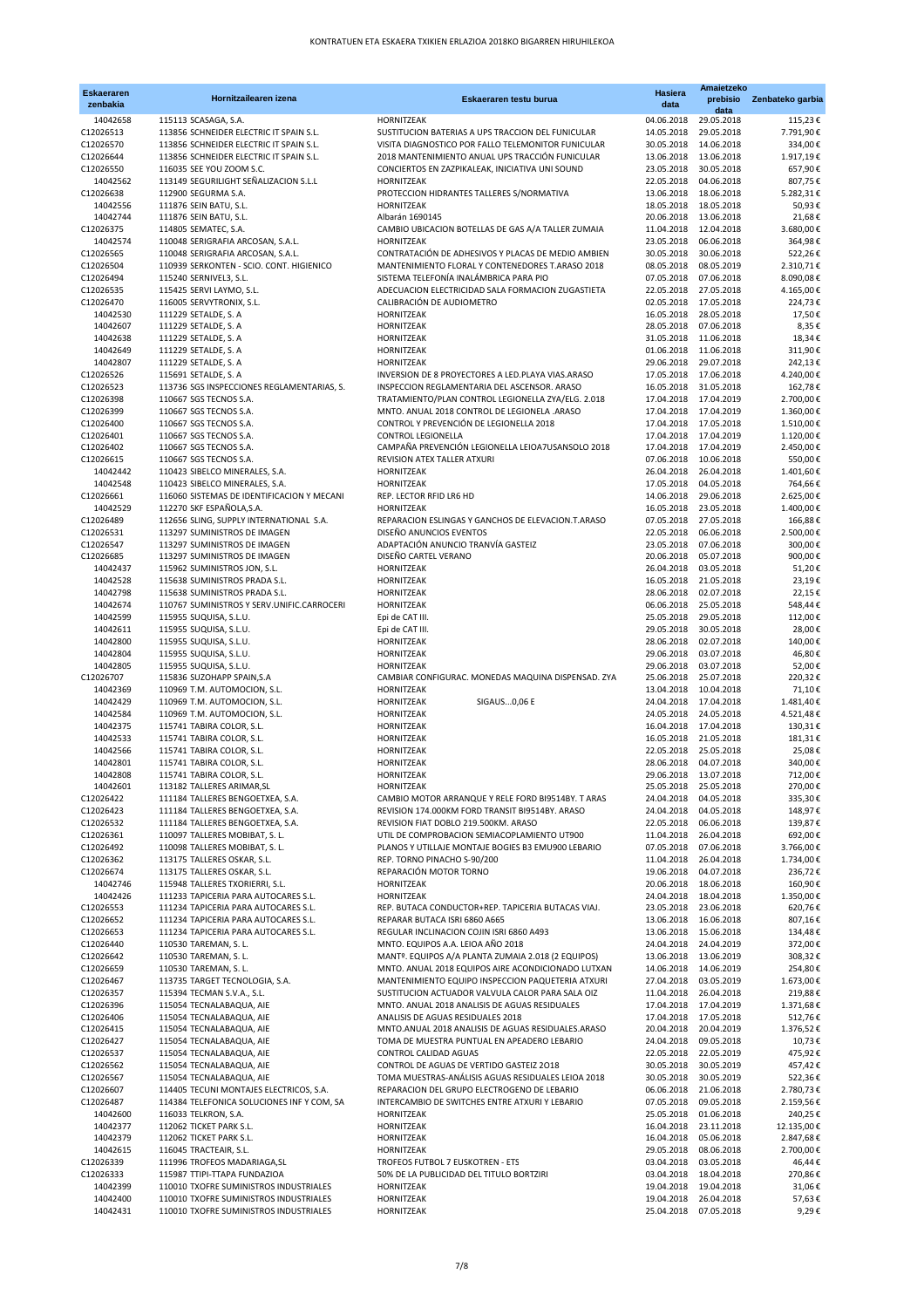# KONTRATUEN ETA ESKAERA TXIKIEN ERLAZIOA 2018KO BIGARREN HIRUHILEKOA

| Eskaeraren zenbakia | Hornitzailearen izena | Eskaeraren testu burua | Hasiera data | Amaietzeko prebisio data | Zenbateko garbia |
|---|---|---|---|---|---|
| 14042658 | 115113 SCASAGA, S.A. | HORNITZEAK | 04.06.2018 | 29.05.2018 | 115,23 € |
| C12026513 | 113856 SCHNEIDER ELECTRIC IT SPAIN S.L. | SUSTITUCION BATERIAS A UPS TRACCION DEL FUNICULAR | 14.05.2018 | 29.05.2018 | 7.791,90 € |
| C12026570 | 113856 SCHNEIDER ELECTRIC IT SPAIN S.L. | VISITA DIAGNOSTICO POR FALLO TELEMONITOR FUNICULAR | 30.05.2018 | 14.06.2018 | 334,00 € |
| C12026644 | 113856 SCHNEIDER ELECTRIC IT SPAIN S.L. | 2018 MANTENIMIENTO ANUAL UPS TRACCIÓN FUNICULAR | 13.06.2018 | 13.06.2018 | 1.917,19 € |
| C12026550 | 116035 SEE YOU ZOOM S.C. | CONCIERTOS EN ZAZPIKALEAK, INICIATIVA UNI SOUND | 23.05.2018 | 30.05.2018 | 657,90 € |
| 14042562 | 113149 SEGURILIGHT SEÑALIZACION S.L.L | HORNITZEAK | 22.05.2018 | 04.06.2018 | 807,75 € |
| C12026638 | 112900 SEGURMA S.A. | PROTECCION HIDRANTES TALLERES S/NORMATIVA | 13.06.2018 | 18.06.2018 | 5.282,31 € |
| 14042556 | 111876 SEIN BATU, S.L. | HORNITZEAK | 18.05.2018 | 18.05.2018 | 50,93 € |
| 14042744 | 111876 SEIN BATU, S.L. | Albarán 1690145 | 20.06.2018 | 13.06.2018 | 21,68 € |
| C12026375 | 114805 SEMATEC, S.A. | CAMBIO UBICACION BOTELLAS DE GAS A/A TALLER ZUMAIA | 11.04.2018 | 12.04.2018 | 3.680,00 € |
| 14042574 | 110048 SERIGRAFIA ARCOSAN, S.A.L. | HORNITZEAK | 23.05.2018 | 06.06.2018 | 364,98 € |
| C12026565 | 110048 SERIGRAFIA ARCOSAN, S.A.L. | CONTRATACIÓN DE ADHESIVOS Y PLACAS DE MEDIO AMBIEN | 30.05.2018 | 30.06.2018 | 522,26 € |
| C12026504 | 110939 SERKONTEN - SCIO. CONT. HIGIENICO | MANTENIMIENTO FLORAL Y CONTENEDORES T.ARASO 2018 | 08.05.2018 | 08.05.2019 | 2.310,71 € |
| C12026494 | 115240 SERNIVEL3, S.L. | SISTEMA TELEFONÍA INALÁMBRICA PARA PIO | 07.05.2018 | 07.06.2018 | 8.090,08 € |
| C12026535 | 115425 SERVI LAYMO, S.L. | ADECUACION ELECTRICIDAD SALA FORMACION ZUGASTIETA | 22.05.2018 | 27.05.2018 | 4.165,00 € |
| C12026470 | 116005 SERVYTRONIX, S.L. | CALIBRACIÓN DE AUDIOMETRO | 02.05.2018 | 17.05.2018 | 224,73 € |
| 14042530 | 111229 SETALDE, S. A | HORNITZEAK | 16.05.2018 | 28.05.2018 | 17,50 € |
| 14042607 | 111229 SETALDE, S. A | HORNITZEAK | 28.05.2018 | 07.06.2018 | 8,35 € |
| 14042638 | 111229 SETALDE, S. A | HORNITZEAK | 31.05.2018 | 11.06.2018 | 18,34 € |
| 14042649 | 111229 SETALDE, S. A | HORNITZEAK | 01.06.2018 | 11.06.2018 | 311,90 € |
| 14042807 | 111229 SETALDE, S. A | HORNITZEAK | 29.06.2018 | 29.07.2018 | 242,13 € |
| C12026526 | 115691 SETALDE, S. A | INVERSION DE 8 PROYECTORES A LED.PLAYA VIAS.ARASO | 17.05.2018 | 17.06.2018 | 4.240,00 € |
| C12026523 | 113736 SGS INSPECCIONES REGLAMENTARIAS, S. | INSPECCION REGLAMENTARIA DEL ASCENSOR. ARASO | 16.05.2018 | 31.05.2018 | 162,78 € |
| C12026398 | 110667 SGS TECNOS S.A. | TRATAMIENTO/PLAN CONTROL LEGIONELLA ZYA/ELG. 2.018 | 17.04.2018 | 17.04.2019 | 2.700,00 € |
| C12026399 | 110667 SGS TECNOS S.A. | MNTO. ANUAL 2018 CONTROL DE LEGIONELA .ARASO | 17.04.2018 | 17.04.2019 | 1.360,00 € |
| C12026400 | 110667 SGS TECNOS S.A. | CONTROL Y PREVENCIÓN DE LEGIONELLA 2018 | 17.04.2018 | 17.05.2018 | 1.510,00 € |
| C12026401 | 110667 SGS TECNOS S.A. | CONTROL LEGIONELLA | 17.04.2018 | 17.04.2019 | 1.120,00 € |
| C12026402 | 110667 SGS TECNOS S.A. | CAMPAÑA PREVENCIÓN LEGIONELLA LEIOA7USANSOLO 2018 | 17.04.2018 | 17.04.2019 | 2.450,00 € |
| C12026615 | 110667 SGS TECNOS S.A. | REVISION ATEX TALLER ATXURI | 07.06.2018 | 10.06.2018 | 550,00 € |
| 14042442 | 110423 SIBELCO MINERALES, S.A. | HORNITZEAK | 26.04.2018 | 26.04.2018 | 1.401,60 € |
| 14042548 | 110423 SIBELCO MINERALES, S.A. | HORNITZEAK | 17.05.2018 | 04.05.2018 | 764,66 € |
| C12026661 | 116060 SISTEMAS DE IDENTIFICACION Y MECANI | REP. LECTOR RFID LR6 HD | 14.06.2018 | 29.06.2018 | 2.625,00 € |
| 14042529 | 112270 SKF ESPAÑOLA,S.A. | HORNITZEAK | 16.05.2018 | 23.05.2018 | 1.400,00 € |
| C12026489 | 112656 SLING, SUPPLY INTERNATIONAL S.A. | REPARACION ESLINGAS Y GANCHOS DE ELEVACION.T.ARASO | 07.05.2018 | 27.05.2018 | 166,88 € |
| C12026531 | 113297 SUMINISTROS DE IMAGEN | DISEÑO ANUNCIOS EVENTOS | 22.05.2018 | 06.06.2018 | 2.500,00 € |
| C12026547 | 113297 SUMINISTROS DE IMAGEN | ADAPTACIÓN ANUNCIO TRANVÍA GASTEIZ | 23.05.2018 | 07.06.2018 | 300,00 € |
| C12026685 | 113297 SUMINISTROS DE IMAGEN | DISEÑO CARTEL VERANO | 20.06.2018 | 05.07.2018 | 900,00 € |
| 14042437 | 115962 SUMINISTROS JON, S.L. | HORNITZEAK | 26.04.2018 | 03.05.2018 | 51,20 € |
| 14042528 | 115638 SUMINISTROS PRADA S.L. | HORNITZEAK | 16.05.2018 | 21.05.2018 | 23,19 € |
| 14042798 | 115638 SUMINISTROS PRADA S.L. | HORNITZEAK | 28.06.2018 | 02.07.2018 | 22,15 € |
| 14042674 | 110767 SUMINISTROS Y SERV.UNIFIC.CARROCERI | HORNITZEAK | 06.06.2018 | 25.05.2018 | 548,44 € |
| 14042599 | 115955 SUQUISA, S.L.U. | Epi de CAT III. | 25.05.2018 | 29.05.2018 | 112,00 € |
| 14042611 | 115955 SUQUISA, S.L.U. | Epi de CAT III. | 29.05.2018 | 30.05.2018 | 28,00 € |
| 14042800 | 115955 SUQUISA, S.L.U. | HORNITZEAK | 28.06.2018 | 02.07.2018 | 140,00 € |
| 14042804 | 115955 SUQUISA, S.L.U. | HORNITZEAK | 29.06.2018 | 03.07.2018 | 46,80 € |
| 14042805 | 115955 SUQUISA, S.L.U. | HORNITZEAK | 29.06.2018 | 03.07.2018 | 52,00 € |
| C12026707 | 115836 SUZOHAPP SPAIN,S.A | CAMBIAR CONFIGURAC. MONEDAS MAQUINA DISPENSAD. ZYA | 25.06.2018 | 25.07.2018 | 220,32 € |
| 14042369 | 110969 T.M. AUTOMOCION, S.L. | HORNITZEAK | 13.04.2018 | 10.04.2018 | 71,10 € |
| 14042429 | 110969 T.M. AUTOMOCION, S.L. | HORNITZEAK SIGAUS...0,06 E | 24.04.2018 | 17.04.2018 | 1.481,40 € |
| 14042584 | 110969 T.M. AUTOMOCION, S.L. | HORNITZEAK | 24.05.2018 | 24.05.2018 | 4.521,48 € |
| 14042375 | 115741 TABIRA COLOR, S.L. | HORNITZEAK | 16.04.2018 | 17.04.2018 | 130,31 € |
| 14042533 | 115741 TABIRA COLOR, S.L. | HORNITZEAK | 16.05.2018 | 21.05.2018 | 181,31 € |
| 14042566 | 115741 TABIRA COLOR, S.L. | HORNITZEAK | 22.05.2018 | 25.05.2018 | 25,08 € |
| 14042801 | 115741 TABIRA COLOR, S.L. | HORNITZEAK | 28.06.2018 | 04.07.2018 | 340,00 € |
| 14042808 | 115741 TABIRA COLOR, S.L. | HORNITZEAK | 29.06.2018 | 13.07.2018 | 712,00 € |
| 14042601 | 113182 TALLERES ARIMAR,SL | HORNITZEAK | 25.05.2018 | 25.05.2018 | 270,00 € |
| C12026422 | 111184 TALLERES BENGOETXEA, S.A. | CAMBIO MOTOR ARRANQUE Y RELE FORD BI9514BY. T ARAS | 24.04.2018 | 04.05.2018 | 335,30 € |
| C12026423 | 111184 TALLERES BENGOETXEA, S.A. | REVISION 174.000KM FORD TRANSIT BI9514BY. ARASO | 24.04.2018 | 04.05.2018 | 148,97 € |
| C12026532 | 111184 TALLERES BENGOETXEA, S.A. | REVISION FIAT DOBLO 219.500KM. ARASO | 22.05.2018 | 06.06.2018 | 139,87 € |
| C12026361 | 110097 TALLERES MOBIBAT, S. L. | UTIL DE COMPROBACION SEMIACOPLAMIENTO UT900 | 11.04.2018 | 26.04.2018 | 692,00 € |
| C12026492 | 110098 TALLERES MOBIBAT, S. L. | PLANOS Y UTILLAJE MONTAJE BOGIES B3 EMU900 LEBARIO | 07.05.2018 | 07.06.2018 | 3.766,00 € |
| C12026362 | 113175 TALLERES OSKAR, S.L. | REP. TORNO PINACHO S-90/200 | 11.04.2018 | 26.04.2018 | 1.734,00 € |
| C12026674 | 113175 TALLERES OSKAR, S.L. | REPARACIÓN MOTOR TORNO | 19.06.2018 | 04.07.2018 | 236,72 € |
| 14042746 | 115948 TALLERES TXORIERRI, S.L. | HORNITZEAK | 20.06.2018 | 18.06.2018 | 160,90 € |
| 14042426 | 111233 TAPICERIA PARA AUTOCARES S.L. | HORNITZEAK | 24.04.2018 | 18.04.2018 | 1.350,00 € |
| C12026553 | 111234 TAPICERIA PARA AUTOCARES S.L. | REP. BUTACA CONDUCTOR+REP. TAPICERIA BUTACAS VIAJ. | 23.05.2018 | 23.06.2018 | 620,76 € |
| C12026652 | 111234 TAPICERIA PARA AUTOCARES S.L. | REPARAR BUTACA ISRI 6860 A665 | 13.06.2018 | 16.06.2018 | 807,16 € |
| C12026653 | 111234 TAPICERIA PARA AUTOCARES S.L. | REGULAR INCLINACION COJIN ISRI 6860 A493 | 13.06.2018 | 15.06.2018 | 134,48 € |
| C12026440 | 110530 TAREMAN, S. L. | MNTO. EQUIPOS A.A. LEIOA AÑO 2018 | 24.04.2018 | 24.04.2019 | 372,00 € |
| C12026642 | 110530 TAREMAN, S. L. | MANTº. EQUIPOS A/A PLANTA ZUMAIA 2.018 (2 EQUIPOS) | 13.06.2018 | 13.06.2019 | 308,32 € |
| C12026659 | 110530 TAREMAN, S. L. | MNTO. ANUAL 2018 EQUIPOS AIRE ACONDICIONADO LUTXAN | 14.06.2018 | 14.06.2019 | 254,80 € |
| C12026467 | 113735 TARGET TECNOLOGIA, S.A. | MANTENIMIENTO EQUIPO INSPECCION PAQUETERIA ATXURI | 27.04.2018 | 03.05.2019 | 1.673,00 € |
| C12026357 | 115394 TECMAN S.V.A., S.L. | SUSTITUCION ACTUADOR VALVULA CALOR PARA SALA OIZ | 11.04.2018 | 26.04.2018 | 219,88 € |
| C12026396 | 115054 TECNALABAQUA, AIE | MNTO. ANUAL 2018 ANALISIS DE AGUAS RESIDUALES | 17.04.2018 | 17.04.2019 | 1.371,68 € |
| C12026406 | 115054 TECNALABAQUA, AIE | ANALISIS DE AGUAS RESIDUALES 2018 | 17.04.2018 | 17.05.2018 | 512,76 € |
| C12026415 | 115054 TECNALABAQUA, AIE | MNTO.ANUAL 2018 ANALISIS DE AGUAS RESIDUALES.ARASO | 20.04.2018 | 20.04.2019 | 1.376,52 € |
| C12026427 | 115054 TECNALABAQUA, AIE | TOMA DE MUESTRA PUNTUAL EN APEADERO LEBARIO | 24.04.2018 | 09.05.2018 | 10,73 € |
| C12026537 | 115054 TECNALABAQUA, AIE | CONTROL CALIDAD AGUAS | 22.05.2018 | 22.05.2019 | 475,92 € |
| C12026562 | 115054 TECNALABAQUA, AIE | CONTROL DE AGUAS DE VERTIDO GASTEIZ 2O18 | 30.05.2018 | 30.05.2019 | 457,42 € |
| C12026567 | 115054 TECNALABAQUA, AIE | TOMA MUESTRAS-ANÁLISIS AGUAS RESIDUALES LEIOA 2018 | 30.05.2018 | 30.05.2019 | 522,36 € |
| C12026607 | 114405 TECUNI MONTAJES ELECTRICOS, S.A. | REPARACION DEL GRUPO ELECTROGENO DE LEBARIO | 06.06.2018 | 21.06.2018 | 2.780,73 € |
| C12026487 | 114384 TELEFONICA SOLUCIONES INF Y COM, SA | INTERCAMBIO DE SWITCHES ENTRE ATXURI Y LEBARIO | 07.05.2018 | 09.05.2018 | 2.159,56 € |
| 14042600 | 116033 TELKRON, S.A. | HORNITZEAK | 25.05.2018 | 01.06.2018 | 240,25 € |
| 14042377 | 112062 TICKET PARK S.L. | HORNITZEAK | 16.04.2018 | 23.11.2018 | 12.135,00 € |
| 14042379 | 112062 TICKET PARK S.L. | HORNITZEAK | 16.04.2018 | 05.06.2018 | 2.847,68 € |
| 14042615 | 116045 TRACTEAIR, S.L. | HORNITZEAK | 29.05.2018 | 08.06.2018 | 2.700,00 € |
| C12026339 | 111996 TROFEOS MADARIAGA,SL | TROFEOS FUTBOL 7 EUSKOTREN - ETS | 03.04.2018 | 03.05.2018 | 46,44 € |
| C12026333 | 115987 TTIPI-TTAPA FUNDAZIOA | 50% DE LA PUBLICIDAD DEL TITULO BORTZIRI | 03.04.2018 | 18.04.2018 | 270,86 € |
| 14042399 | 110010 TXOFRE SUMINISTROS INDUSTRIALES | HORNITZEAK | 19.04.2018 | 19.04.2018 | 31,06 € |
| 14042400 | 110010 TXOFRE SUMINISTROS INDUSTRIALES | HORNITZEAK | 19.04.2018 | 26.04.2018 | 57,63 € |
| 14042431 | 110010 TXOFRE SUMINISTROS INDUSTRIALES | HORNITZEAK | 25.04.2018 | 07.05.2018 | 9,29 € |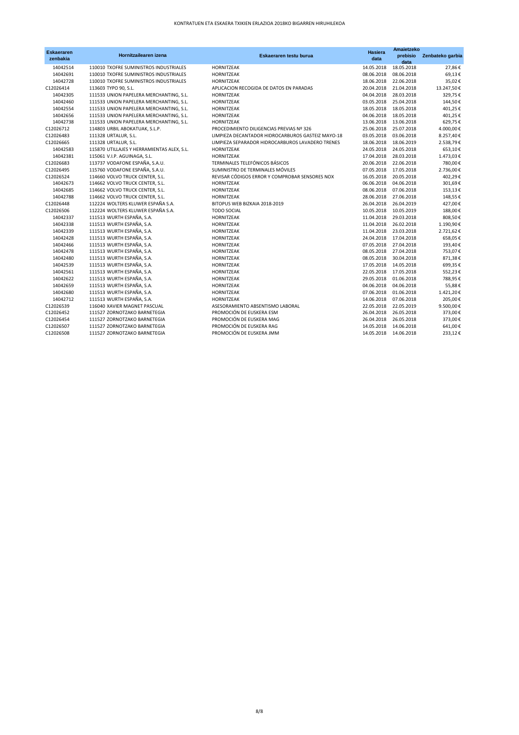KONTRATUEN ETA ESKAERA TXIKIEN ERLAZIOA 2018KO BIGARREN HIRUHILEKOA

| Eskaeraren zenbakia | Hornitzailearen izena | Eskaeraren testu burua | Hasiera data | Amaietzeko prebisio data | Zenbateko garbia |
|---|---|---|---|---|---|
| 14042514 | 110010 TXOFRE SUMINISTROS INDUSTRIALES | HORNITZEAK | 14.05.2018 | 18.05.2018 | 27,86 € |
| 14042691 | 110010 TXOFRE SUMINISTROS INDUSTRIALES | HORNITZEAK | 08.06.2018 | 08.06.2018 | 69,13 € |
| 14042728 | 110010 TXOFRE SUMINISTROS INDUSTRIALES | HORNITZEAK | 18.06.2018 | 22.06.2018 | 35,02 € |
| C12026414 | 113603 TYPO 90, S.L. | APLICACION RECOGIDA DE DATOS EN PARADAS | 20.04.2018 | 21.04.2018 | 13.247,50 € |
| 14042305 | 111533 UNION PAPELERA MERCHANTING, S.L. | HORNITZEAK | 04.04.2018 | 28.03.2018 | 329,75 € |
| 14042460 | 111533 UNION PAPELERA MERCHANTING, S.L. | HORNITZEAK | 03.05.2018 | 25.04.2018 | 144,50 € |
| 14042554 | 111533 UNION PAPELERA MERCHANTING, S.L. | HORNITZEAK | 18.05.2018 | 18.05.2018 | 401,25 € |
| 14042656 | 111533 UNION PAPELERA MERCHANTING, S.L. | HORNITZEAK | 04.06.2018 | 18.05.2018 | 401,25 € |
| 14042738 | 111533 UNION PAPELERA MERCHANTING, S.L. | HORNITZEAK | 13.06.2018 | 13.06.2018 | 629,75 € |
| C12026712 | 114803 URBIL ABOKATUAK, S.L.P. | PROCEDIMIENTO DILIGENCIAS PREVIAS Nº 326 | 25.06.2018 | 25.07.2018 | 4.000,00 € |
| C12026483 | 111328 URTALUR, S.L. | LIMPIEZA DECANTADOR HIDROCARBUROS GASTEIZ MAYO-18 | 03.05.2018 | 03.06.2018 | 8.257,40 € |
| C12026665 | 111328 URTALUR, S.L. | LIMPIEZA SEPARADOR HIDROCARBUROS LAVADERO TRENES | 18.06.2018 | 18.06.2019 | 2.538,79 € |
| 14042583 | 115870 UTILLAJES Y HERRAMIENTAS ALEX, S.L. | HORNITZEAK | 24.05.2018 | 24.05.2018 | 653,10 € |
| 14042381 | 115061 V.I.P. AGUINAGA, S.L. | HORNITZEAK | 17.04.2018 | 28.03.2018 | 1.473,03 € |
| C12026683 | 113737 VODAFONE ESPAÑA, S.A.U. | TERMINALES TELEFÓNICOS BÁSICOS | 20.06.2018 | 22.06.2018 | 780,00 € |
| C12026495 | 115760 VODAFONE ESPAÑA, S.A.U. | SUMINISTRO DE TERMINALES MÓVILES | 07.05.2018 | 17.05.2018 | 2.736,00 € |
| C12026524 | 114660 VOLVO TRUCK CENTER, S.L. | REVISAR CÓDIGOS ERROR Y COMPROBAR SENSORES NOX | 16.05.2018 | 20.05.2018 | 402,29 € |
| 14042673 | 114662 VOLVO TRUCK CENTER, S.L. | HORNITZEAK | 06.06.2018 | 04.06.2018 | 301,69 € |
| 14042685 | 114662 VOLVO TRUCK CENTER, S.L. | HORNITZEAK | 08.06.2018 | 07.06.2018 | 153,13 € |
| 14042788 | 114662 VOLVO TRUCK CENTER, S.L. | HORNITZEAK | 28.06.2018 | 27.06.2018 | 148,55 € |
| C12026448 | 112224 WOLTERS KLUWER ESPAÑA S.A. | BITOPUS WEB BIZKAIA 2018-2019 | 26.04.2018 | 26.04.2019 | 427,00 € |
| C12026506 | 112224 WOLTERS KLUWER ESPAÑA S.A. | TODO SOCIAL | 10.05.2018 | 10.05.2019 | 188,00 € |
| 14042337 | 111513 WURTH ESPAÑA, S.A. | HORNITZEAK | 11.04.2018 | 29.03.2018 | 808,50 € |
| 14042338 | 111513 WURTH ESPAÑA, S.A. | HORNITZEAK | 11.04.2018 | 26.02.2018 | 1.190,90 € |
| 14042339 | 111513 WURTH ESPAÑA, S.A. | HORNITZEAK | 11.04.2018 | 23.03.2018 | 2.721,62 € |
| 14042428 | 111513 WURTH ESPAÑA, S.A. | HORNITZEAK | 24.04.2018 | 17.04.2018 | 658,05 € |
| 14042466 | 111513 WURTH ESPAÑA, S.A. | HORNITZEAK | 07.05.2018 | 27.04.2018 | 193,40 € |
| 14042478 | 111513 WURTH ESPAÑA, S.A. | HORNITZEAK | 08.05.2018 | 27.04.2018 | 753,07 € |
| 14042480 | 111513 WURTH ESPAÑA, S.A. | HORNITZEAK | 08.05.2018 | 30.04.2018 | 871,38 € |
| 14042539 | 111513 WURTH ESPAÑA, S.A. | HORNITZEAK | 17.05.2018 | 14.05.2018 | 699,35 € |
| 14042561 | 111513 WURTH ESPAÑA, S.A. | HORNITZEAK | 22.05.2018 | 17.05.2018 | 552,23 € |
| 14042622 | 111513 WURTH ESPAÑA, S.A. | HORNITZEAK | 29.05.2018 | 01.06.2018 | 788,95 € |
| 14042659 | 111513 WURTH ESPAÑA, S.A. | HORNITZEAK | 04.06.2018 | 04.06.2018 | 55,88 € |
| 14042680 | 111513 WURTH ESPAÑA, S.A. | HORNITZEAK | 07.06.2018 | 01.06.2018 | 1.421,20 € |
| 14042712 | 111513 WURTH ESPAÑA, S.A. | HORNITZEAK | 14.06.2018 | 07.06.2018 | 205,00 € |
| C12026539 | 116040 XAVIER MAGNET PASCUAL | ASESORAMIENTO ABSENTISMO LABORAL | 22.05.2018 | 22.05.2019 | 9.500,00 € |
| C12026452 | 111527 ZORNOTZAKO BARNETEGIA | PROMOCIÓN DE EUSKERA ESM | 26.04.2018 | 26.05.2018 | 373,00 € |
| C12026454 | 111527 ZORNOTZAKO BARNETEGIA | PROMOCIÓN DE EUSKERA MAG | 26.04.2018 | 26.05.2018 | 373,00 € |
| C12026507 | 111527 ZORNOTZAKO BARNETEGIA | PROMOCIÓN DE EUSKERA RAG | 14.05.2018 | 14.06.2018 | 641,00 € |
| C12026508 | 111527 ZORNOTZAKO BARNETEGIA | PROMOCIÓN DE EUSKERA JMM | 14.05.2018 | 14.06.2018 | 233,12 € |